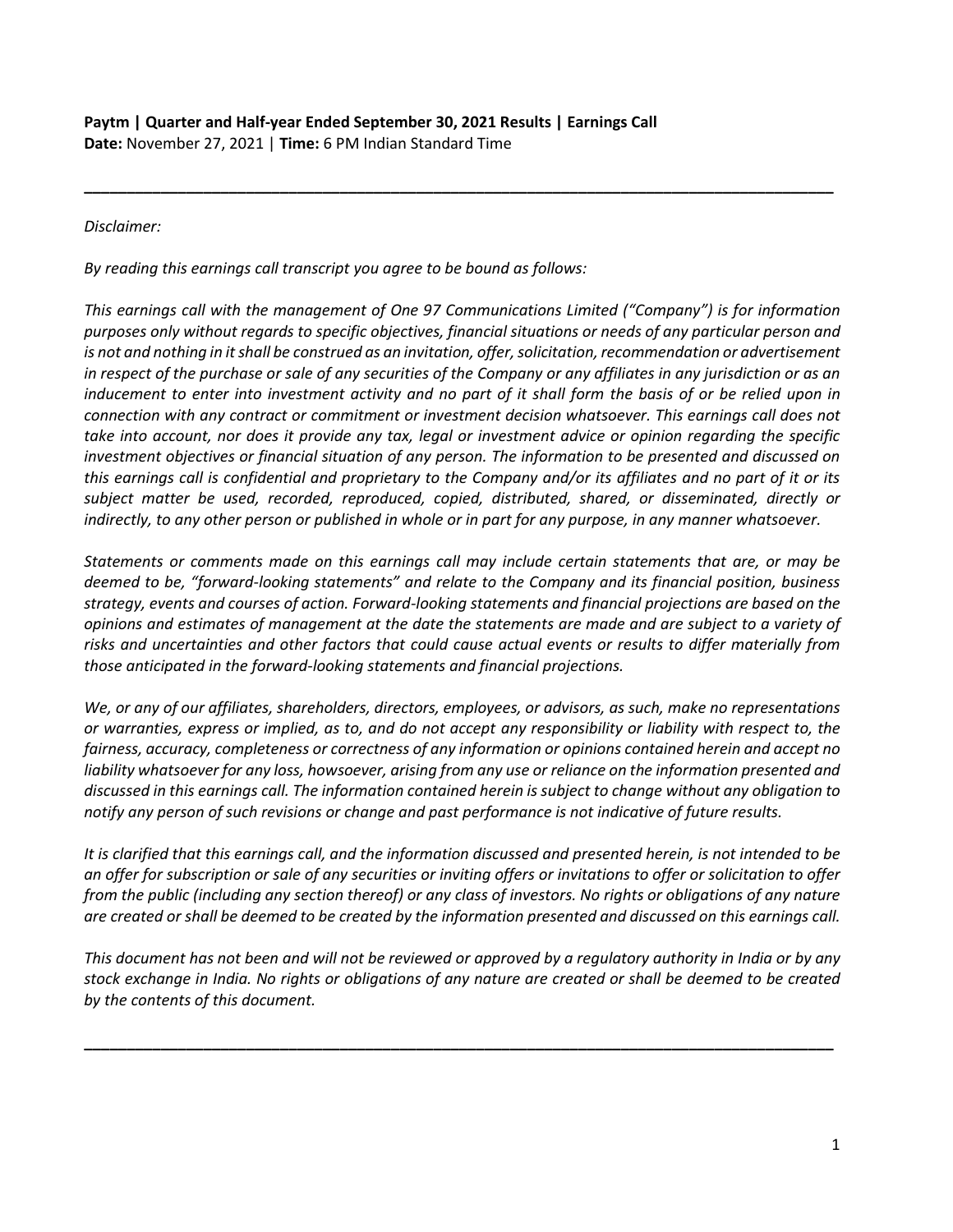**Paytm | Quarter and Half-year Ended September 30, 2021 Results | Earnings Call**
**Date:** November 27, 2021 | **Time:** 6 PM Indian Standard Time

---

*Disclaimer:*

*By reading this earnings call transcript you agree to be bound as follows:*

*This earnings call with the management of One 97 Communications Limited ("Company") is for information purposes only without regards to specific objectives, financial situations or needs of any particular person and is not and nothing in it shall be construed as an invitation, offer, solicitation, recommendation or advertisement in respect of the purchase or sale of any securities of the Company or any affiliates in any jurisdiction or as an inducement to enter into investment activity and no part of it shall form the basis of or be relied upon in connection with any contract or commitment or investment decision whatsoever. This earnings call does not take into account, nor does it provide any tax, legal or investment advice or opinion regarding the specific investment objectives or financial situation of any person. The information to be presented and discussed on this earnings call is confidential and proprietary to the Company and/or its affiliates and no part of it or its subject matter be used, recorded, reproduced, copied, distributed, shared, or disseminated, directly or indirectly, to any other person or published in whole or in part for any purpose, in any manner whatsoever.*

*Statements or comments made on this earnings call may include certain statements that are, or may be deemed to be, "forward-looking statements" and relate to the Company and its financial position, business strategy, events and courses of action. Forward-looking statements and financial projections are based on the opinions and estimates of management at the date the statements are made and are subject to a variety of risks and uncertainties and other factors that could cause actual events or results to differ materially from those anticipated in the forward-looking statements and financial projections.*

*We, or any of our affiliates, shareholders, directors, employees, or advisors, as such, make no representations or warranties, express or implied, as to, and do not accept any responsibility or liability with respect to, the fairness, accuracy, completeness or correctness of any information or opinions contained herein and accept no liability whatsoever for any loss, howsoever, arising from any use or reliance on the information presented and discussed in this earnings call. The information contained herein is subject to change without any obligation to notify any person of such revisions or change and past performance is not indicative of future results.*

*It is clarified that this earnings call, and the information discussed and presented herein, is not intended to be an offer for subscription or sale of any securities or inviting offers or invitations to offer or solicitation to offer from the public (including any section thereof) or any class of investors. No rights or obligations of any nature are created or shall be deemed to be created by the information presented and discussed on this earnings call.*

*This document has not been and will not be reviewed or approved by a regulatory authority in India or by any stock exchange in India. No rights or obligations of any nature are created or shall be deemed to be created by the contents of this document.*

---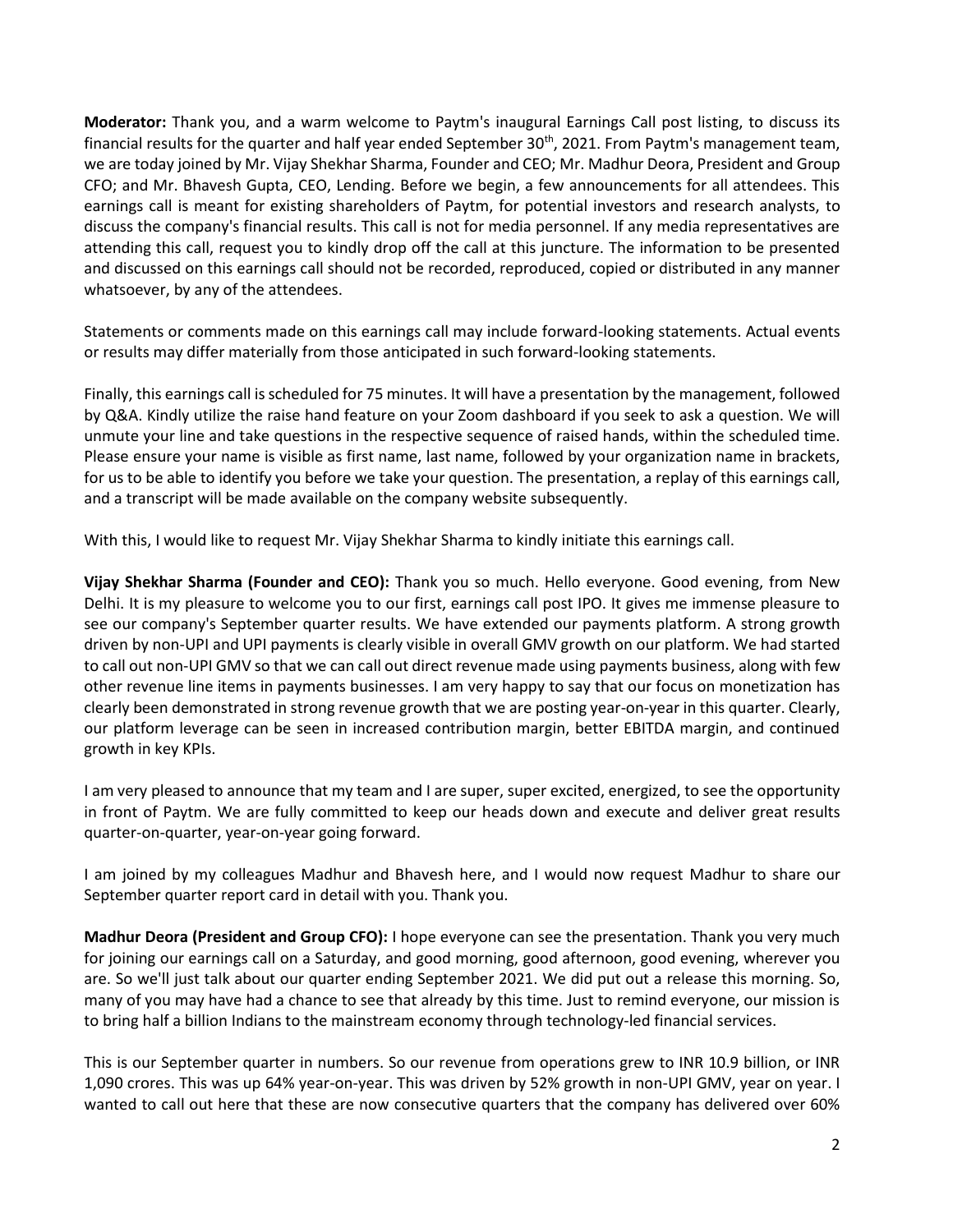**Moderator:** Thank you, and a warm welcome to Paytm's inaugural Earnings Call post listing, to discuss its financial results for the quarter and half year ended September 30th, 2021. From Paytm's management team, we are today joined by Mr. Vijay Shekhar Sharma, Founder and CEO; Mr. Madhur Deora, President and Group CFO; and Mr. Bhavesh Gupta, CEO, Lending. Before we begin, a few announcements for all attendees. This earnings call is meant for existing shareholders of Paytm, for potential investors and research analysts, to discuss the company's financial results. This call is not for media personnel. If any media representatives are attending this call, request you to kindly drop off the call at this juncture. The information to be presented and discussed on this earnings call should not be recorded, reproduced, copied or distributed in any manner whatsoever, by any of the attendees.

Statements or comments made on this earnings call may include forward-looking statements. Actual events or results may differ materially from those anticipated in such forward-looking statements.

Finally, this earnings call is scheduled for 75 minutes. It will have a presentation by the management, followed by Q&A. Kindly utilize the raise hand feature on your Zoom dashboard if you seek to ask a question. We will unmute your line and take questions in the respective sequence of raised hands, within the scheduled time. Please ensure your name is visible as first name, last name, followed by your organization name in brackets, for us to be able to identify you before we take your question. The presentation, a replay of this earnings call, and a transcript will be made available on the company website subsequently.

With this, I would like to request Mr. Vijay Shekhar Sharma to kindly initiate this earnings call.

**Vijay Shekhar Sharma (Founder and CEO):** Thank you so much. Hello everyone. Good evening, from New Delhi. It is my pleasure to welcome you to our first, earnings call post IPO. It gives me immense pleasure to see our company's September quarter results. We have extended our payments platform. A strong growth driven by non-UPI and UPI payments is clearly visible in overall GMV growth on our platform. We had started to call out non-UPI GMV so that we can call out direct revenue made using payments business, along with few other revenue line items in payments businesses. I am very happy to say that our focus on monetization has clearly been demonstrated in strong revenue growth that we are posting year-on-year in this quarter. Clearly, our platform leverage can be seen in increased contribution margin, better EBITDA margin, and continued growth in key KPIs.

I am very pleased to announce that my team and I are super, super excited, energized, to see the opportunity in front of Paytm. We are fully committed to keep our heads down and execute and deliver great results quarter-on-quarter, year-on-year going forward.

I am joined by my colleagues Madhur and Bhavesh here, and I would now request Madhur to share our September quarter report card in detail with you. Thank you.

**Madhur Deora (President and Group CFO):** I hope everyone can see the presentation. Thank you very much for joining our earnings call on a Saturday, and good morning, good afternoon, good evening, wherever you are. So we'll just talk about our quarter ending September 2021. We did put out a release this morning. So, many of you may have had a chance to see that already by this time. Just to remind everyone, our mission is to bring half a billion Indians to the mainstream economy through technology-led financial services.

This is our September quarter in numbers. So our revenue from operations grew to INR 10.9 billion, or INR 1,090 crores. This was up 64% year-on-year. This was driven by 52% growth in non-UPI GMV, year on year. I wanted to call out here that these are now consecutive quarters that the company has delivered over 60%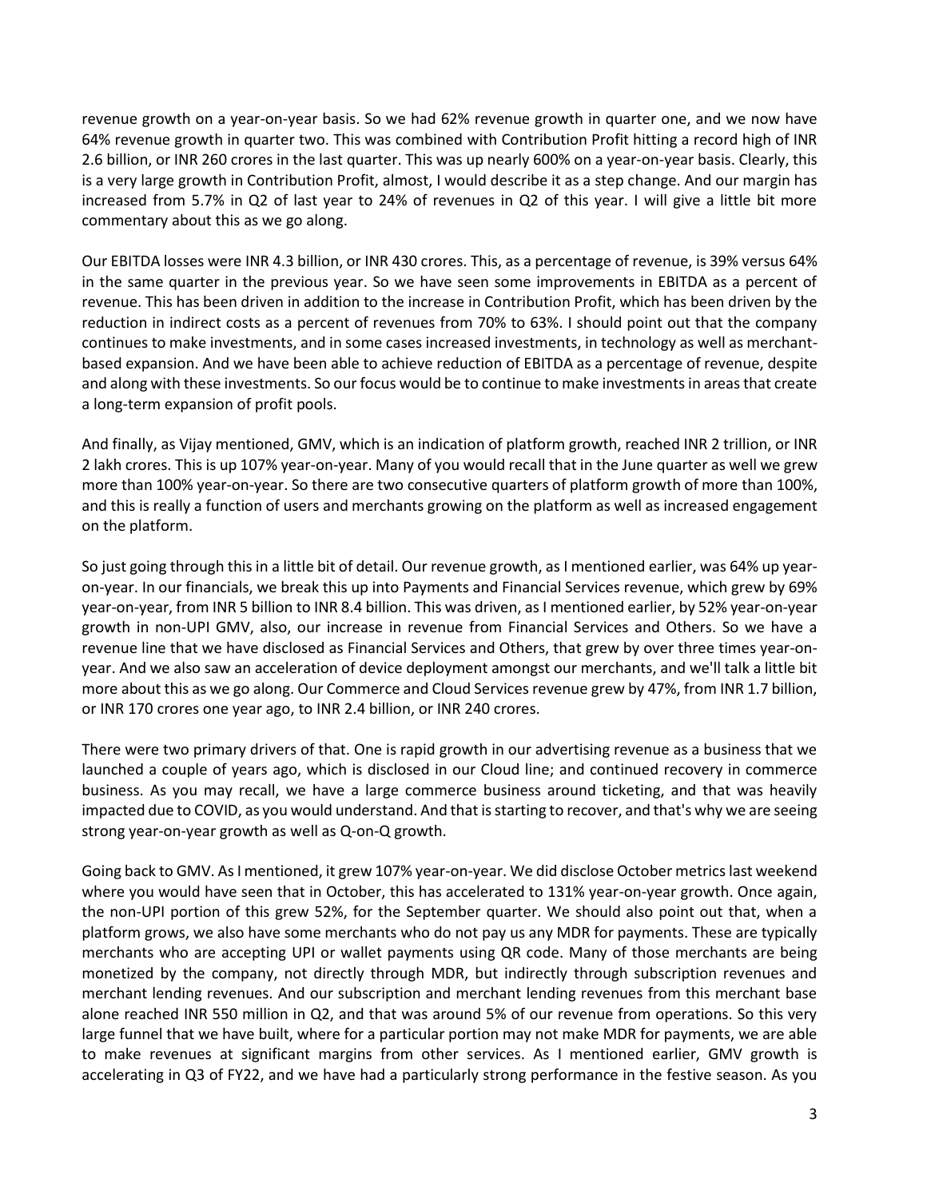revenue growth on a year-on-year basis. So we had 62% revenue growth in quarter one, and we now have 64% revenue growth in quarter two. This was combined with Contribution Profit hitting a record high of INR 2.6 billion, or INR 260 crores in the last quarter. This was up nearly 600% on a year-on-year basis. Clearly, this is a very large growth in Contribution Profit, almost, I would describe it as a step change. And our margin has increased from 5.7% in Q2 of last year to 24% of revenues in Q2 of this year. I will give a little bit more commentary about this as we go along.

Our EBITDA losses were INR 4.3 billion, or INR 430 crores. This, as a percentage of revenue, is 39% versus 64% in the same quarter in the previous year. So we have seen some improvements in EBITDA as a percent of revenue. This has been driven in addition to the increase in Contribution Profit, which has been driven by the reduction in indirect costs as a percent of revenues from 70% to 63%. I should point out that the company continues to make investments, and in some cases increased investments, in technology as well as merchant-based expansion. And we have been able to achieve reduction of EBITDA as a percentage of revenue, despite and along with these investments. So our focus would be to continue to make investments in areas that create a long-term expansion of profit pools.

And finally, as Vijay mentioned, GMV, which is an indication of platform growth, reached INR 2 trillion, or INR 2 lakh crores. This is up 107% year-on-year. Many of you would recall that in the June quarter as well we grew more than 100% year-on-year. So there are two consecutive quarters of platform growth of more than 100%, and this is really a function of users and merchants growing on the platform as well as increased engagement on the platform.

So just going through this in a little bit of detail. Our revenue growth, as I mentioned earlier, was 64% up year-on-year. In our financials, we break this up into Payments and Financial Services revenue, which grew by 69% year-on-year, from INR 5 billion to INR 8.4 billion. This was driven, as I mentioned earlier, by 52% year-on-year growth in non-UPI GMV, also, our increase in revenue from Financial Services and Others. So we have a revenue line that we have disclosed as Financial Services and Others, that grew by over three times year-on-year. And we also saw an acceleration of device deployment amongst our merchants, and we'll talk a little bit more about this as we go along. Our Commerce and Cloud Services revenue grew by 47%, from INR 1.7 billion, or INR 170 crores one year ago, to INR 2.4 billion, or INR 240 crores.

There were two primary drivers of that. One is rapid growth in our advertising revenue as a business that we launched a couple of years ago, which is disclosed in our Cloud line; and continued recovery in commerce business. As you may recall, we have a large commerce business around ticketing, and that was heavily impacted due to COVID, as you would understand. And that is starting to recover, and that's why we are seeing strong year-on-year growth as well as Q-on-Q growth.

Going back to GMV. As I mentioned, it grew 107% year-on-year. We did disclose October metrics last weekend where you would have seen that in October, this has accelerated to 131% year-on-year growth. Once again, the non-UPI portion of this grew 52%, for the September quarter. We should also point out that, when a platform grows, we also have some merchants who do not pay us any MDR for payments. These are typically merchants who are accepting UPI or wallet payments using QR code. Many of those merchants are being monetized by the company, not directly through MDR, but indirectly through subscription revenues and merchant lending revenues. And our subscription and merchant lending revenues from this merchant base alone reached INR 550 million in Q2, and that was around 5% of our revenue from operations. So this very large funnel that we have built, where for a particular portion may not make MDR for payments, we are able to make revenues at significant margins from other services. As I mentioned earlier, GMV growth is accelerating in Q3 of FY22, and we have had a particularly strong performance in the festive season. As you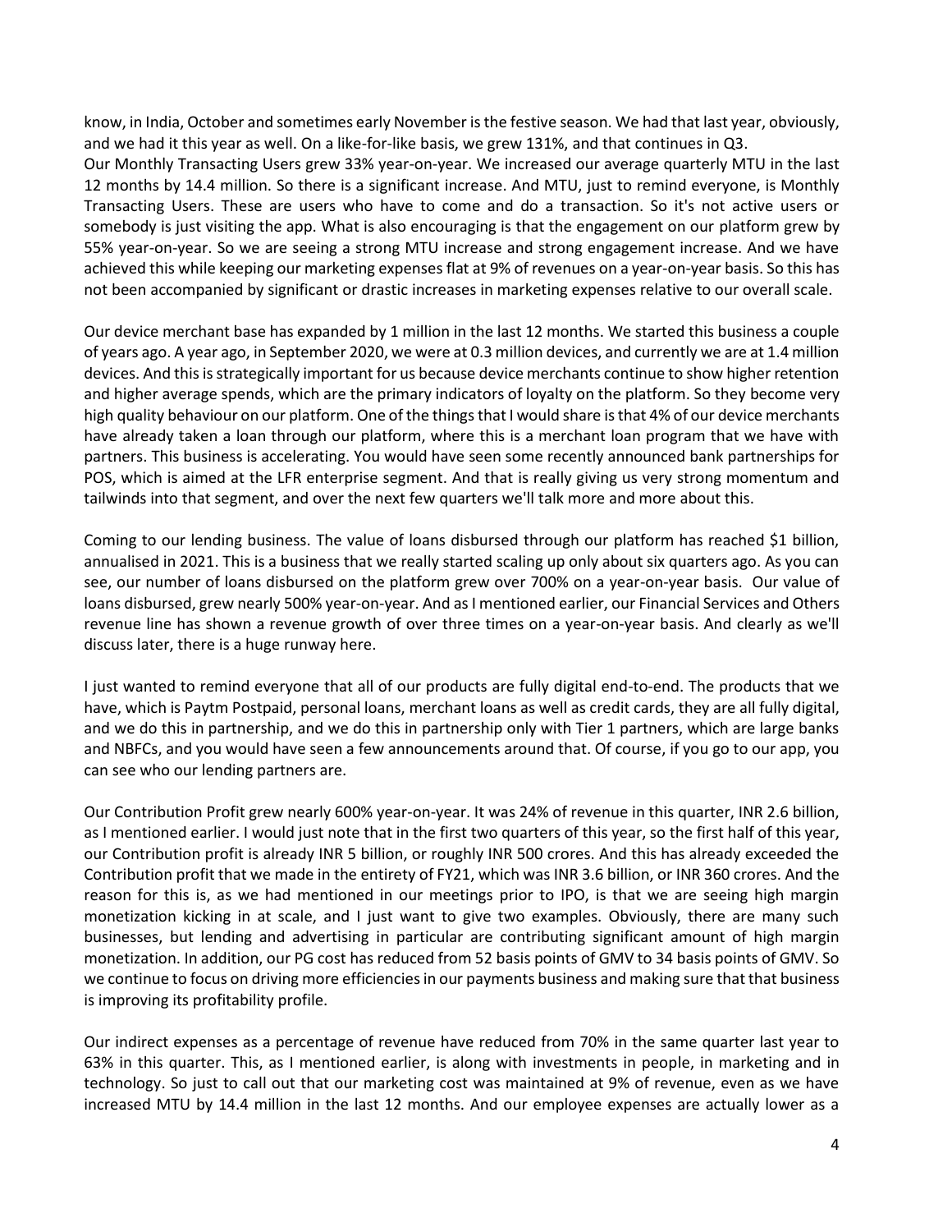know, in India, October and sometimes early November is the festive season. We had that last year, obviously, and we had it this year as well. On a like-for-like basis, we grew 131%, and that continues in Q3.
Our Monthly Transacting Users grew 33% year-on-year. We increased our average quarterly MTU in the last 12 months by 14.4 million. So there is a significant increase. And MTU, just to remind everyone, is Monthly Transacting Users. These are users who have to come and do a transaction. So it's not active users or somebody is just visiting the app. What is also encouraging is that the engagement on our platform grew by 55% year-on-year. So we are seeing a strong MTU increase and strong engagement increase. And we have achieved this while keeping our marketing expenses flat at 9% of revenues on a year-on-year basis. So this has not been accompanied by significant or drastic increases in marketing expenses relative to our overall scale.

Our device merchant base has expanded by 1 million in the last 12 months. We started this business a couple of years ago. A year ago, in September 2020, we were at 0.3 million devices, and currently we are at 1.4 million devices. And this is strategically important for us because device merchants continue to show higher retention and higher average spends, which are the primary indicators of loyalty on the platform. So they become very high quality behaviour on our platform. One of the things that I would share is that 4% of our device merchants have already taken a loan through our platform, where this is a merchant loan program that we have with partners. This business is accelerating. You would have seen some recently announced bank partnerships for POS, which is aimed at the LFR enterprise segment. And that is really giving us very strong momentum and tailwinds into that segment, and over the next few quarters we'll talk more and more about this.

Coming to our lending business. The value of loans disbursed through our platform has reached $1 billion, annualised in 2021. This is a business that we really started scaling up only about six quarters ago. As you can see, our number of loans disbursed on the platform grew over 700% on a year-on-year basis. Our value of loans disbursed, grew nearly 500% year-on-year. And as I mentioned earlier, our Financial Services and Others revenue line has shown a revenue growth of over three times on a year-on-year basis. And clearly as we'll discuss later, there is a huge runway here.

I just wanted to remind everyone that all of our products are fully digital end-to-end. The products that we have, which is Paytm Postpaid, personal loans, merchant loans as well as credit cards, they are all fully digital, and we do this in partnership, and we do this in partnership only with Tier 1 partners, which are large banks and NBFCs, and you would have seen a few announcements around that. Of course, if you go to our app, you can see who our lending partners are.

Our Contribution Profit grew nearly 600% year-on-year. It was 24% of revenue in this quarter, INR 2.6 billion, as I mentioned earlier. I would just note that in the first two quarters of this year, so the first half of this year, our Contribution profit is already INR 5 billion, or roughly INR 500 crores. And this has already exceeded the Contribution profit that we made in the entirety of FY21, which was INR 3.6 billion, or INR 360 crores. And the reason for this is, as we had mentioned in our meetings prior to IPO, is that we are seeing high margin monetization kicking in at scale, and I just want to give two examples. Obviously, there are many such businesses, but lending and advertising in particular are contributing significant amount of high margin monetization. In addition, our PG cost has reduced from 52 basis points of GMV to 34 basis points of GMV. So we continue to focus on driving more efficiencies in our payments business and making sure that that business is improving its profitability profile.

Our indirect expenses as a percentage of revenue have reduced from 70% in the same quarter last year to 63% in this quarter. This, as I mentioned earlier, is along with investments in people, in marketing and in technology. So just to call out that our marketing cost was maintained at 9% of revenue, even as we have increased MTU by 14.4 million in the last 12 months. And our employee expenses are actually lower as a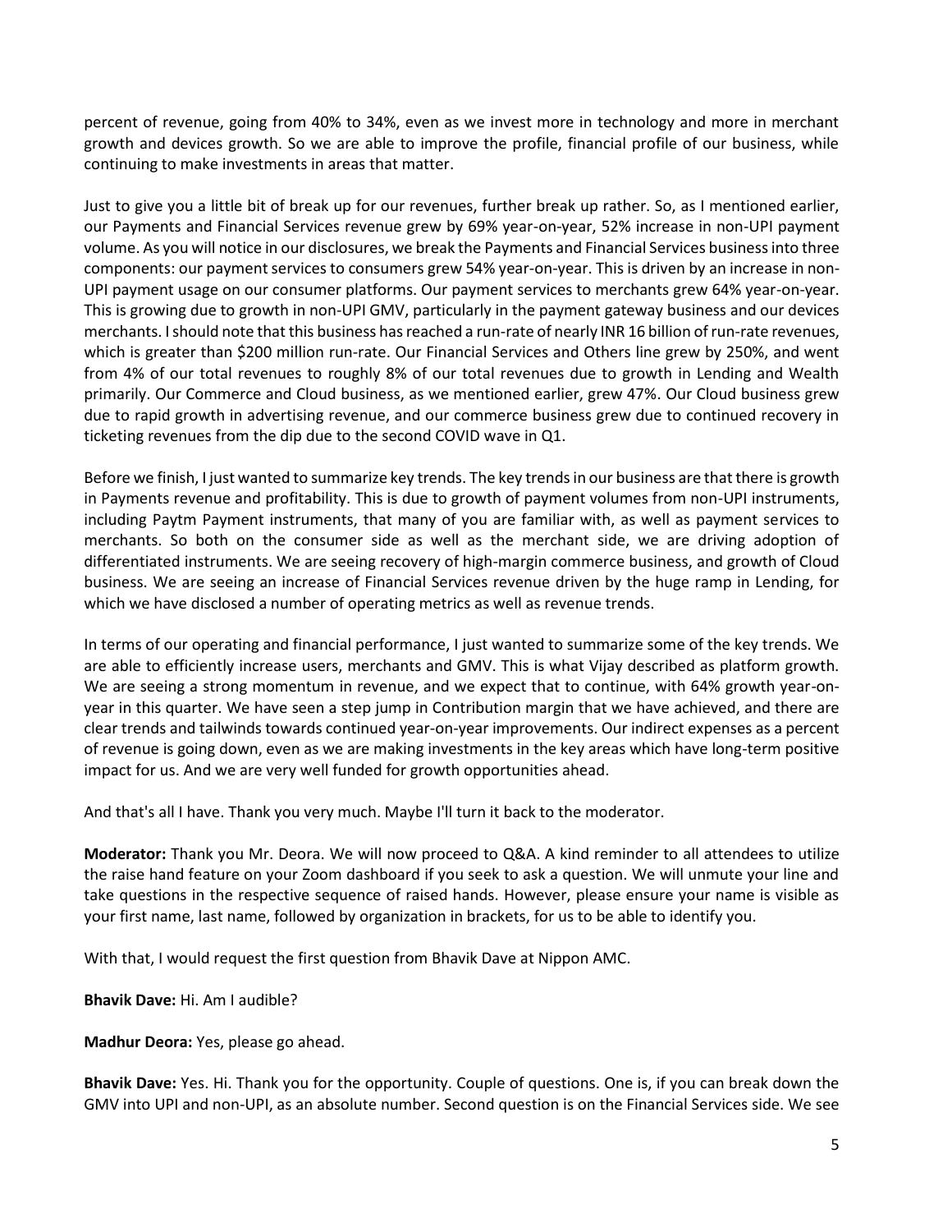percent of revenue, going from 40% to 34%, even as we invest more in technology and more in merchant growth and devices growth. So we are able to improve the profile, financial profile of our business, while continuing to make investments in areas that matter.

Just to give you a little bit of break up for our revenues, further break up rather. So, as I mentioned earlier, our Payments and Financial Services revenue grew by 69% year-on-year, 52% increase in non-UPI payment volume. As you will notice in our disclosures, we break the Payments and Financial Services business into three components: our payment services to consumers grew 54% year-on-year. This is driven by an increase in non-UPI payment usage on our consumer platforms. Our payment services to merchants grew 64% year-on-year. This is growing due to growth in non-UPI GMV, particularly in the payment gateway business and our devices merchants. I should note that this business has reached a run-rate of nearly INR 16 billion of run-rate revenues, which is greater than $200 million run-rate. Our Financial Services and Others line grew by 250%, and went from 4% of our total revenues to roughly 8% of our total revenues due to growth in Lending and Wealth primarily. Our Commerce and Cloud business, as we mentioned earlier, grew 47%. Our Cloud business grew due to rapid growth in advertising revenue, and our commerce business grew due to continued recovery in ticketing revenues from the dip due to the second COVID wave in Q1.

Before we finish, I just wanted to summarize key trends. The key trends in our business are that there is growth in Payments revenue and profitability. This is due to growth of payment volumes from non-UPI instruments, including Paytm Payment instruments, that many of you are familiar with, as well as payment services to merchants. So both on the consumer side as well as the merchant side, we are driving adoption of differentiated instruments. We are seeing recovery of high-margin commerce business, and growth of Cloud business. We are seeing an increase of Financial Services revenue driven by the huge ramp in Lending, for which we have disclosed a number of operating metrics as well as revenue trends.

In terms of our operating and financial performance, I just wanted to summarize some of the key trends. We are able to efficiently increase users, merchants and GMV. This is what Vijay described as platform growth. We are seeing a strong momentum in revenue, and we expect that to continue, with 64% growth year-on-year in this quarter. We have seen a step jump in Contribution margin that we have achieved, and there are clear trends and tailwinds towards continued year-on-year improvements. Our indirect expenses as a percent of revenue is going down, even as we are making investments in the key areas which have long-term positive impact for us. And we are very well funded for growth opportunities ahead.

And that's all I have. Thank you very much. Maybe I'll turn it back to the moderator.

**Moderator:** Thank you Mr. Deora. We will now proceed to Q&A. A kind reminder to all attendees to utilize the raise hand feature on your Zoom dashboard if you seek to ask a question. We will unmute your line and take questions in the respective sequence of raised hands. However, please ensure your name is visible as your first name, last name, followed by organization in brackets, for us to be able to identify you.

With that, I would request the first question from Bhavik Dave at Nippon AMC.

**Bhavik Dave:** Hi. Am I audible?

**Madhur Deora:** Yes, please go ahead.

**Bhavik Dave:** Yes. Hi. Thank you for the opportunity. Couple of questions. One is, if you can break down the GMV into UPI and non-UPI, as an absolute number. Second question is on the Financial Services side. We see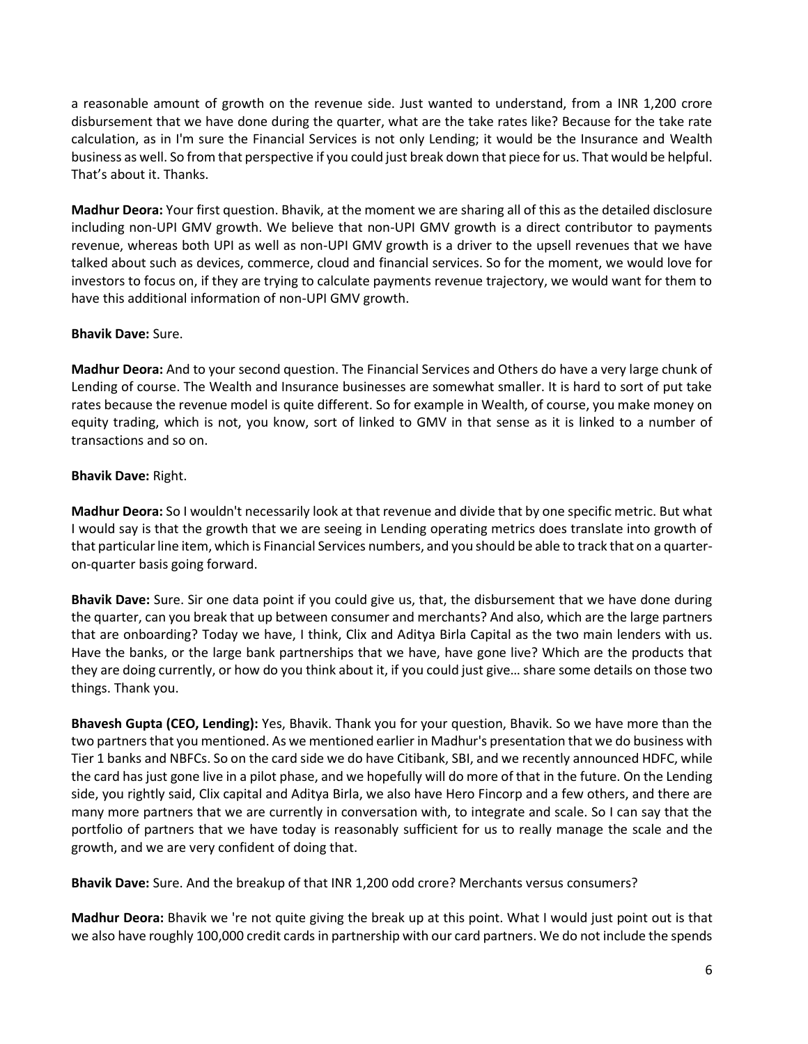a reasonable amount of growth on the revenue side. Just wanted to understand, from a INR 1,200 crore disbursement that we have done during the quarter, what are the take rates like? Because for the take rate calculation, as in I'm sure the Financial Services is not only Lending; it would be the Insurance and Wealth business as well. So from that perspective if you could just break down that piece for us. That would be helpful. That's about it. Thanks.

**Madhur Deora:** Your first question. Bhavik, at the moment we are sharing all of this as the detailed disclosure including non-UPI GMV growth. We believe that non-UPI GMV growth is a direct contributor to payments revenue, whereas both UPI as well as non-UPI GMV growth is a driver to the upsell revenues that we have talked about such as devices, commerce, cloud and financial services. So for the moment, we would love for investors to focus on, if they are trying to calculate payments revenue trajectory, we would want for them to have this additional information of non-UPI GMV growth.

**Bhavik Dave:** Sure.

**Madhur Deora:** And to your second question. The Financial Services and Others do have a very large chunk of Lending of course. The Wealth and Insurance businesses are somewhat smaller. It is hard to sort of put take rates because the revenue model is quite different. So for example in Wealth, of course, you make money on equity trading, which is not, you know, sort of linked to GMV in that sense as it is linked to a number of transactions and so on.

**Bhavik Dave:** Right.

**Madhur Deora:** So I wouldn't necessarily look at that revenue and divide that by one specific metric. But what I would say is that the growth that we are seeing in Lending operating metrics does translate into growth of that particular line item, which is Financial Services numbers, and you should be able to track that on a quarter-on-quarter basis going forward.

**Bhavik Dave:** Sure. Sir one data point if you could give us, that, the disbursement that we have done during the quarter, can you break that up between consumer and merchants? And also, which are the large partners that are onboarding? Today we have, I think, Clix and Aditya Birla Capital as the two main lenders with us. Have the banks, or the large bank partnerships that we have, have gone live? Which are the products that they are doing currently, or how do you think about it, if you could just give… share some details on those two things. Thank you.

**Bhavesh Gupta (CEO, Lending):** Yes, Bhavik. Thank you for your question, Bhavik. So we have more than the two partners that you mentioned. As we mentioned earlier in Madhur's presentation that we do business with Tier 1 banks and NBFCs. So on the card side we do have Citibank, SBI, and we recently announced HDFC, while the card has just gone live in a pilot phase, and we hopefully will do more of that in the future. On the Lending side, you rightly said, Clix capital and Aditya Birla, we also have Hero Fincorp and a few others, and there are many more partners that we are currently in conversation with, to integrate and scale. So I can say that the portfolio of partners that we have today is reasonably sufficient for us to really manage the scale and the growth, and we are very confident of doing that.

**Bhavik Dave:** Sure. And the breakup of that INR 1,200 odd crore? Merchants versus consumers?

**Madhur Deora:** Bhavik we 're not quite giving the break up at this point. What I would just point out is that we also have roughly 100,000 credit cards in partnership with our card partners. We do not include the spends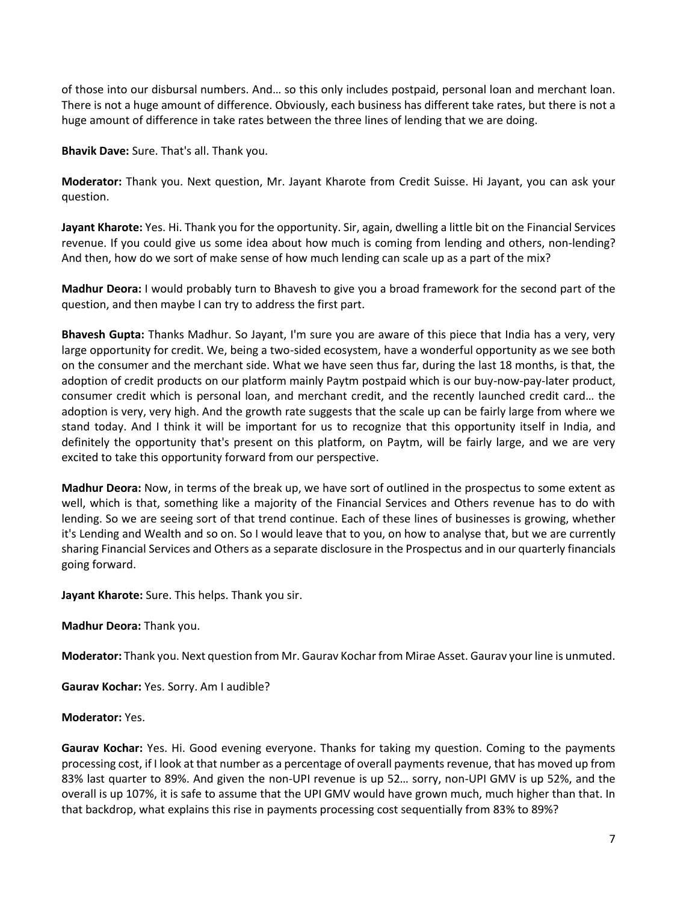of those into our disbursal numbers. And… so this only includes postpaid, personal loan and merchant loan. There is not a huge amount of difference. Obviously, each business has different take rates, but there is not a huge amount of difference in take rates between the three lines of lending that we are doing.

**Bhavik Dave:** Sure. That's all. Thank you.

**Moderator:** Thank you. Next question, Mr. Jayant Kharote from Credit Suisse. Hi Jayant, you can ask your question.

**Jayant Kharote:** Yes. Hi. Thank you for the opportunity. Sir, again, dwelling a little bit on the Financial Services revenue. If you could give us some idea about how much is coming from lending and others, non-lending? And then, how do we sort of make sense of how much lending can scale up as a part of the mix?

**Madhur Deora:** I would probably turn to Bhavesh to give you a broad framework for the second part of the question, and then maybe I can try to address the first part.

**Bhavesh Gupta:** Thanks Madhur. So Jayant, I'm sure you are aware of this piece that India has a very, very large opportunity for credit. We, being a two-sided ecosystem, have a wonderful opportunity as we see both on the consumer and the merchant side. What we have seen thus far, during the last 18 months, is that, the adoption of credit products on our platform mainly Paytm postpaid which is our buy-now-pay-later product, consumer credit which is personal loan, and merchant credit, and the recently launched credit card… the adoption is very, very high. And the growth rate suggests that the scale up can be fairly large from where we stand today. And I think it will be important for us to recognize that this opportunity itself in India, and definitely the opportunity that's present on this platform, on Paytm, will be fairly large, and we are very excited to take this opportunity forward from our perspective.

**Madhur Deora:** Now, in terms of the break up, we have sort of outlined in the prospectus to some extent as well, which is that, something like a majority of the Financial Services and Others revenue has to do with lending. So we are seeing sort of that trend continue. Each of these lines of businesses is growing, whether it's Lending and Wealth and so on. So I would leave that to you, on how to analyse that, but we are currently sharing Financial Services and Others as a separate disclosure in the Prospectus and in our quarterly financials going forward.

**Jayant Kharote:** Sure. This helps. Thank you sir.

**Madhur Deora:** Thank you.

**Moderator:** Thank you. Next question from Mr. Gaurav Kochar from Mirae Asset. Gaurav your line is unmuted.

**Gaurav Kochar:** Yes. Sorry. Am I audible?

**Moderator:** Yes.

**Gaurav Kochar:** Yes. Hi. Good evening everyone. Thanks for taking my question. Coming to the payments processing cost, if I look at that number as a percentage of overall payments revenue, that has moved up from 83% last quarter to 89%. And given the non-UPI revenue is up 52… sorry, non-UPI GMV is up 52%, and the overall is up 107%, it is safe to assume that the UPI GMV would have grown much, much higher than that. In that backdrop, what explains this rise in payments processing cost sequentially from 83% to 89%?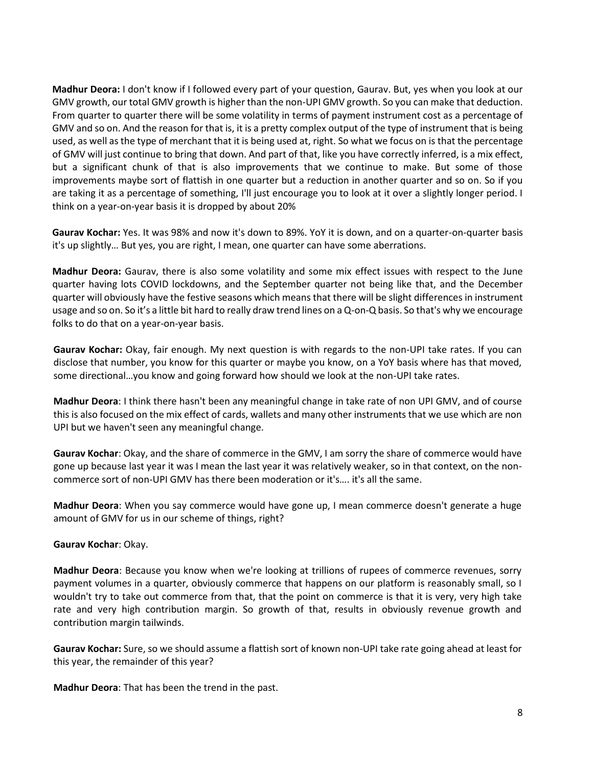**Madhur Deora:** I don't know if I followed every part of your question, Gaurav. But, yes when you look at our GMV growth, our total GMV growth is higher than the non-UPI GMV growth. So you can make that deduction. From quarter to quarter there will be some volatility in terms of payment instrument cost as a percentage of GMV and so on. And the reason for that is, it is a pretty complex output of the type of instrument that is being used, as well as the type of merchant that it is being used at, right. So what we focus on is that the percentage of GMV will just continue to bring that down. And part of that, like you have correctly inferred, is a mix effect, but a significant chunk of that is also improvements that we continue to make. But some of those improvements maybe sort of flattish in one quarter but a reduction in another quarter and so on. So if you are taking it as a percentage of something, I'll just encourage you to look at it over a slightly longer period. I think on a year-on-year basis it is dropped by about 20%

**Gaurav Kochar:** Yes. It was 98% and now it's down to 89%. YoY it is down, and on a quarter-on-quarter basis it's up slightly… But yes, you are right, I mean, one quarter can have some aberrations.

**Madhur Deora:** Gaurav, there is also some volatility and some mix effect issues with respect to the June quarter having lots COVID lockdowns, and the September quarter not being like that, and the December quarter will obviously have the festive seasons which means that there will be slight differences in instrument usage and so on. So it's a little bit hard to really draw trend lines on a Q-on-Q basis. So that's why we encourage folks to do that on a year-on-year basis.

**Gaurav Kochar:** Okay, fair enough. My next question is with regards to the non-UPI take rates. If you can disclose that number, you know for this quarter or maybe you know, on a YoY basis where has that moved, some directional…you know and going forward how should we look at the non-UPI take rates.

**Madhur Deora**: I think there hasn't been any meaningful change in take rate of non UPI GMV, and of course this is also focused on the mix effect of cards, wallets and many other instruments that we use which are non UPI but we haven't seen any meaningful change.

**Gaurav Kochar**: Okay, and the share of commerce in the GMV, I am sorry the share of commerce would have gone up because last year it was I mean the last year it was relatively weaker, so in that context, on the non-commerce sort of non-UPI GMV has there been moderation or it's…. it's all the same.

**Madhur Deora**: When you say commerce would have gone up, I mean commerce doesn't generate a huge amount of GMV for us in our scheme of things, right?

**Gaurav Kochar**: Okay.

**Madhur Deora**: Because you know when we're looking at trillions of rupees of commerce revenues, sorry payment volumes in a quarter, obviously commerce that happens on our platform is reasonably small, so I wouldn't try to take out commerce from that, that the point on commerce is that it is very, very high take rate and very high contribution margin. So growth of that, results in obviously revenue growth and contribution margin tailwinds.

**Gaurav Kochar:** Sure, so we should assume a flattish sort of known non-UPI take rate going ahead at least for this year, the remainder of this year?

**Madhur Deora**: That has been the trend in the past.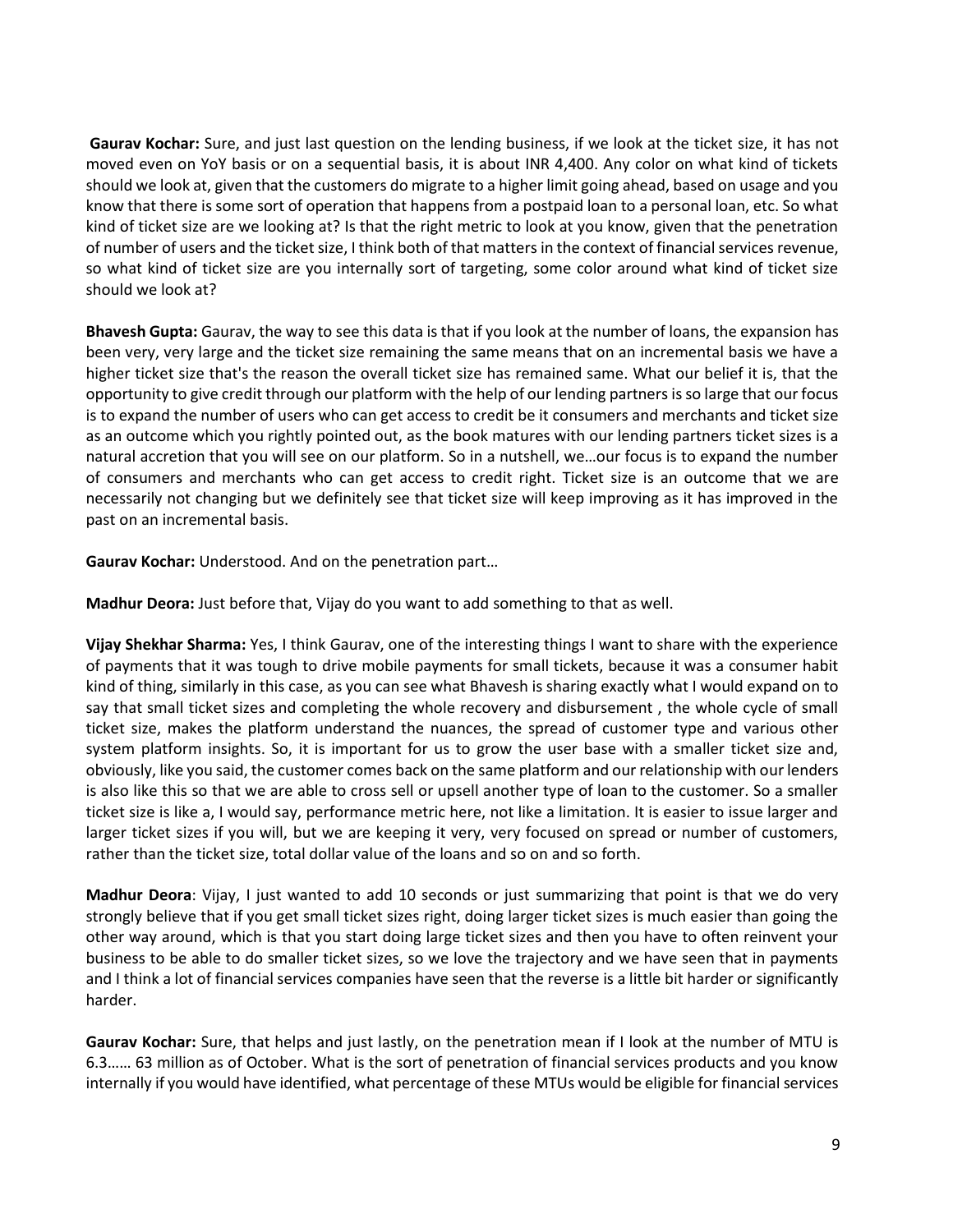**Gaurav Kochar:** Sure, and just last question on the lending business, if we look at the ticket size, it has not moved even on YoY basis or on a sequential basis, it is about INR 4,400. Any color on what kind of tickets should we look at, given that the customers do migrate to a higher limit going ahead, based on usage and you know that there is some sort of operation that happens from a postpaid loan to a personal loan, etc. So what kind of ticket size are we looking at? Is that the right metric to look at you know, given that the penetration of number of users and the ticket size, I think both of that matters in the context of financial services revenue, so what kind of ticket size are you internally sort of targeting, some color around what kind of ticket size should we look at?

**Bhavesh Gupta:** Gaurav, the way to see this data is that if you look at the number of loans, the expansion has been very, very large and the ticket size remaining the same means that on an incremental basis we have a higher ticket size that's the reason the overall ticket size has remained same. What our belief it is, that the opportunity to give credit through our platform with the help of our lending partners is so large that our focus is to expand the number of users who can get access to credit be it consumers and merchants and ticket size as an outcome which you rightly pointed out, as the book matures with our lending partners ticket sizes is a natural accretion that you will see on our platform. So in a nutshell, we…our focus is to expand the number of consumers and merchants who can get access to credit right. Ticket size is an outcome that we are necessarily not changing but we definitely see that ticket size will keep improving as it has improved in the past on an incremental basis.

**Gaurav Kochar:** Understood. And on the penetration part…

**Madhur Deora:** Just before that, Vijay do you want to add something to that as well.

**Vijay Shekhar Sharma:** Yes, I think Gaurav, one of the interesting things I want to share with the experience of payments that it was tough to drive mobile payments for small tickets, because it was a consumer habit kind of thing, similarly in this case, as you can see what Bhavesh is sharing exactly what I would expand on to say that small ticket sizes and completing the whole recovery and disbursement , the whole cycle of small ticket size, makes the platform understand the nuances, the spread of customer type and various other system platform insights. So, it is important for us to grow the user base with a smaller ticket size and, obviously, like you said, the customer comes back on the same platform and our relationship with our lenders is also like this so that we are able to cross sell or upsell another type of loan to the customer. So a smaller ticket size is like a, I would say, performance metric here, not like a limitation. It is easier to issue larger and larger ticket sizes if you will, but we are keeping it very, very focused on spread or number of customers, rather than the ticket size, total dollar value of the loans and so on and so forth.

**Madhur Deora**: Vijay, I just wanted to add 10 seconds or just summarizing that point is that we do very strongly believe that if you get small ticket sizes right, doing larger ticket sizes is much easier than going the other way around, which is that you start doing large ticket sizes and then you have to often reinvent your business to be able to do smaller ticket sizes, so we love the trajectory and we have seen that in payments and I think a lot of financial services companies have seen that the reverse is a little bit harder or significantly harder.

**Gaurav Kochar:** Sure, that helps and just lastly, on the penetration mean if I look at the number of MTU is 6.3…… 63 million as of October. What is the sort of penetration of financial services products and you know internally if you would have identified, what percentage of these MTUs would be eligible for financial services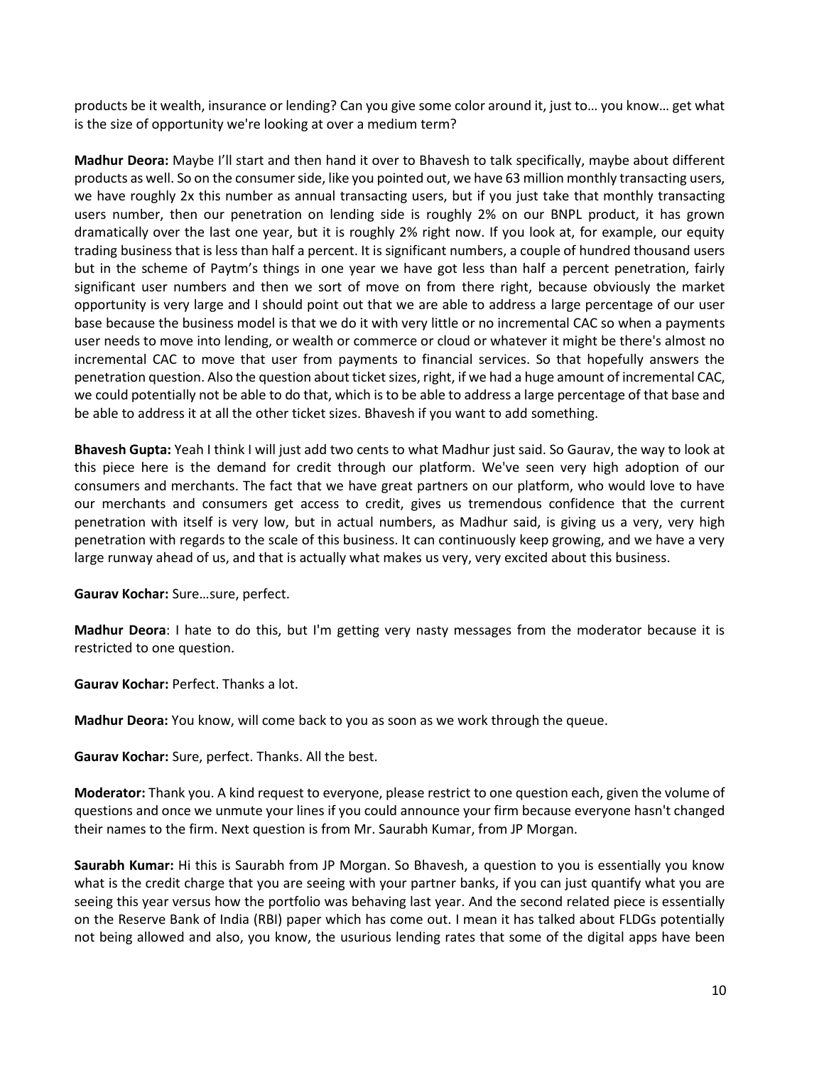products be it wealth, insurance or lending? Can you give some color around it, just to… you know… get what is the size of opportunity we're looking at over a medium term?

**Madhur Deora:** Maybe I'll start and then hand it over to Bhavesh to talk specifically, maybe about different products as well. So on the consumer side, like you pointed out, we have 63 million monthly transacting users, we have roughly 2x this number as annual transacting users, but if you just take that monthly transacting users number, then our penetration on lending side is roughly 2% on our BNPL product, it has grown dramatically over the last one year, but it is roughly 2% right now. If you look at, for example, our equity trading business that is less than half a percent. It is significant numbers, a couple of hundred thousand users but in the scheme of Paytm's things in one year we have got less than half a percent penetration, fairly significant user numbers and then we sort of move on from there right, because obviously the market opportunity is very large and I should point out that we are able to address a large percentage of our user base because the business model is that we do it with very little or no incremental CAC so when a payments user needs to move into lending, or wealth or commerce or cloud or whatever it might be there's almost no incremental CAC to move that user from payments to financial services. So that hopefully answers the penetration question. Also the question about ticket sizes, right, if we had a huge amount of incremental CAC, we could potentially not be able to do that, which is to be able to address a large percentage of that base and be able to address it at all the other ticket sizes. Bhavesh if you want to add something.

**Bhavesh Gupta:** Yeah I think I will just add two cents to what Madhur just said. So Gaurav, the way to look at this piece here is the demand for credit through our platform. We've seen very high adoption of our consumers and merchants. The fact that we have great partners on our platform, who would love to have our merchants and consumers get access to credit, gives us tremendous confidence that the current penetration with itself is very low, but in actual numbers, as Madhur said, is giving us a very, very high penetration with regards to the scale of this business. It can continuously keep growing, and we have a very large runway ahead of us, and that is actually what makes us very, very excited about this business.

**Gaurav Kochar:** Sure…sure, perfect.

**Madhur Deora**: I hate to do this, but I'm getting very nasty messages from the moderator because it is restricted to one question.

**Gaurav Kochar:** Perfect. Thanks a lot.

**Madhur Deora:** You know, will come back to you as soon as we work through the queue.

**Gaurav Kochar:** Sure, perfect. Thanks. All the best.

**Moderator:** Thank you. A kind request to everyone, please restrict to one question each, given the volume of questions and once we unmute your lines if you could announce your firm because everyone hasn't changed their names to the firm. Next question is from Mr. Saurabh Kumar, from JP Morgan.

**Saurabh Kumar:** Hi this is Saurabh from JP Morgan. So Bhavesh, a question to you is essentially you know what is the credit charge that you are seeing with your partner banks, if you can just quantify what you are seeing this year versus how the portfolio was behaving last year. And the second related piece is essentially on the Reserve Bank of India (RBI) paper which has come out. I mean it has talked about FLDGs potentially not being allowed and also, you know, the usurious lending rates that some of the digital apps have been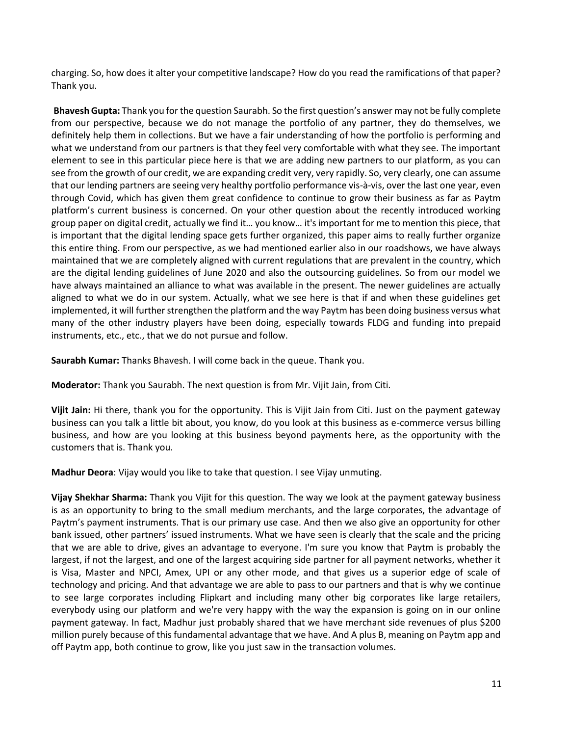charging. So, how does it alter your competitive landscape? How do you read the ramifications of that paper? Thank you.

**Bhavesh Gupta:** Thank you for the question Saurabh. So the first question's answer may not be fully complete from our perspective, because we do not manage the portfolio of any partner, they do themselves, we definitely help them in collections. But we have a fair understanding of how the portfolio is performing and what we understand from our partners is that they feel very comfortable with what they see. The important element to see in this particular piece here is that we are adding new partners to our platform, as you can see from the growth of our credit, we are expanding credit very, very rapidly. So, very clearly, one can assume that our lending partners are seeing very healthy portfolio performance vis-à-vis, over the last one year, even through Covid, which has given them great confidence to continue to grow their business as far as Paytm platform's current business is concerned. On your other question about the recently introduced working group paper on digital credit, actually we find it… you know… it's important for me to mention this piece, that is important that the digital lending space gets further organized, this paper aims to really further organize this entire thing. From our perspective, as we had mentioned earlier also in our roadshows, we have always maintained that we are completely aligned with current regulations that are prevalent in the country, which are the digital lending guidelines of June 2020 and also the outsourcing guidelines. So from our model we have always maintained an alliance to what was available in the present. The newer guidelines are actually aligned to what we do in our system. Actually, what we see here is that if and when these guidelines get implemented, it will further strengthen the platform and the way Paytm has been doing business versus what many of the other industry players have been doing, especially towards FLDG and funding into prepaid instruments, etc., etc., that we do not pursue and follow.

**Saurabh Kumar:** Thanks Bhavesh. I will come back in the queue. Thank you.

**Moderator:** Thank you Saurabh. The next question is from Mr. Vijit Jain, from Citi.

**Vijit Jain:** Hi there, thank you for the opportunity. This is Vijit Jain from Citi. Just on the payment gateway business can you talk a little bit about, you know, do you look at this business as e-commerce versus billing business, and how are you looking at this business beyond payments here, as the opportunity with the customers that is. Thank you.

**Madhur Deora**: Vijay would you like to take that question. I see Vijay unmuting.

**Vijay Shekhar Sharma:** Thank you Vijit for this question. The way we look at the payment gateway business is as an opportunity to bring to the small medium merchants, and the large corporates, the advantage of Paytm's payment instruments. That is our primary use case. And then we also give an opportunity for other bank issued, other partners' issued instruments. What we have seen is clearly that the scale and the pricing that we are able to drive, gives an advantage to everyone. I'm sure you know that Paytm is probably the largest, if not the largest, and one of the largest acquiring side partner for all payment networks, whether it is Visa, Master and NPCI, Amex, UPI or any other mode, and that gives us a superior edge of scale of technology and pricing. And that advantage we are able to pass to our partners and that is why we continue to see large corporates including Flipkart and including many other big corporates like large retailers, everybody using our platform and we're very happy with the way the expansion is going on in our online payment gateway. In fact, Madhur just probably shared that we have merchant side revenues of plus $200 million purely because of this fundamental advantage that we have. And A plus B, meaning on Paytm app and off Paytm app, both continue to grow, like you just saw in the transaction volumes.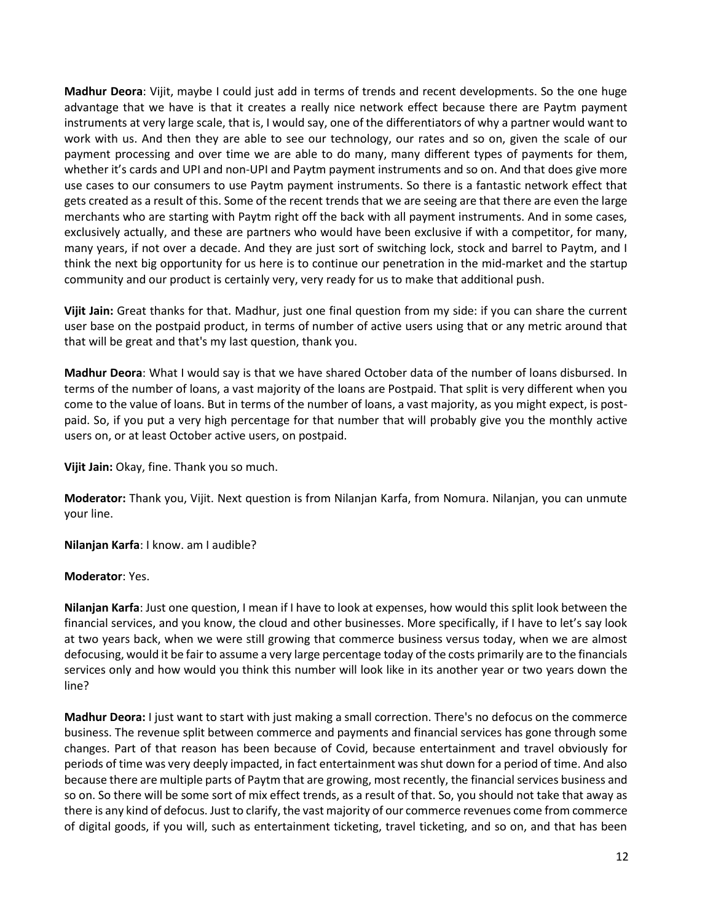**Madhur Deora**: Vijit, maybe I could just add in terms of trends and recent developments. So the one huge advantage that we have is that it creates a really nice network effect because there are Paytm payment instruments at very large scale, that is, I would say, one of the differentiators of why a partner would want to work with us. And then they are able to see our technology, our rates and so on, given the scale of our payment processing and over time we are able to do many, many different types of payments for them, whether it's cards and UPI and non-UPI and Paytm payment instruments and so on. And that does give more use cases to our consumers to use Paytm payment instruments. So there is a fantastic network effect that gets created as a result of this. Some of the recent trends that we are seeing are that there are even the large merchants who are starting with Paytm right off the back with all payment instruments. And in some cases, exclusively actually, and these are partners who would have been exclusive if with a competitor, for many, many years, if not over a decade. And they are just sort of switching lock, stock and barrel to Paytm, and I think the next big opportunity for us here is to continue our penetration in the mid-market and the startup community and our product is certainly very, very ready for us to make that additional push.

**Vijit Jain:** Great thanks for that. Madhur, just one final question from my side: if you can share the current user base on the postpaid product, in terms of number of active users using that or any metric around that that will be great and that's my last question, thank you.

**Madhur Deora**: What I would say is that we have shared October data of the number of loans disbursed. In terms of the number of loans, a vast majority of the loans are Postpaid. That split is very different when you come to the value of loans. But in terms of the number of loans, a vast majority, as you might expect, is post-paid. So, if you put a very high percentage for that number that will probably give you the monthly active users on, or at least October active users, on postpaid.

**Vijit Jain:** Okay, fine. Thank you so much.

**Moderator:** Thank you, Vijit. Next question is from Nilanjan Karfa, from Nomura. Nilanjan, you can unmute your line.

**Nilanjan Karfa**: I know. am I audible?

**Moderator**: Yes.

**Nilanjan Karfa**: Just one question, I mean if I have to look at expenses, how would this split look between the financial services, and you know, the cloud and other businesses. More specifically, if I have to let's say look at two years back, when we were still growing that commerce business versus today, when we are almost defocusing, would it be fair to assume a very large percentage today of the costs primarily are to the financials services only and how would you think this number will look like in its another year or two years down the line?

**Madhur Deora:** I just want to start with just making a small correction. There's no defocus on the commerce business. The revenue split between commerce and payments and financial services has gone through some changes. Part of that reason has been because of Covid, because entertainment and travel obviously for periods of time was very deeply impacted, in fact entertainment was shut down for a period of time. And also because there are multiple parts of Paytm that are growing, most recently, the financial services business and so on. So there will be some sort of mix effect trends, as a result of that. So, you should not take that away as there is any kind of defocus. Just to clarify, the vast majority of our commerce revenues come from commerce of digital goods, if you will, such as entertainment ticketing, travel ticketing, and so on, and that has been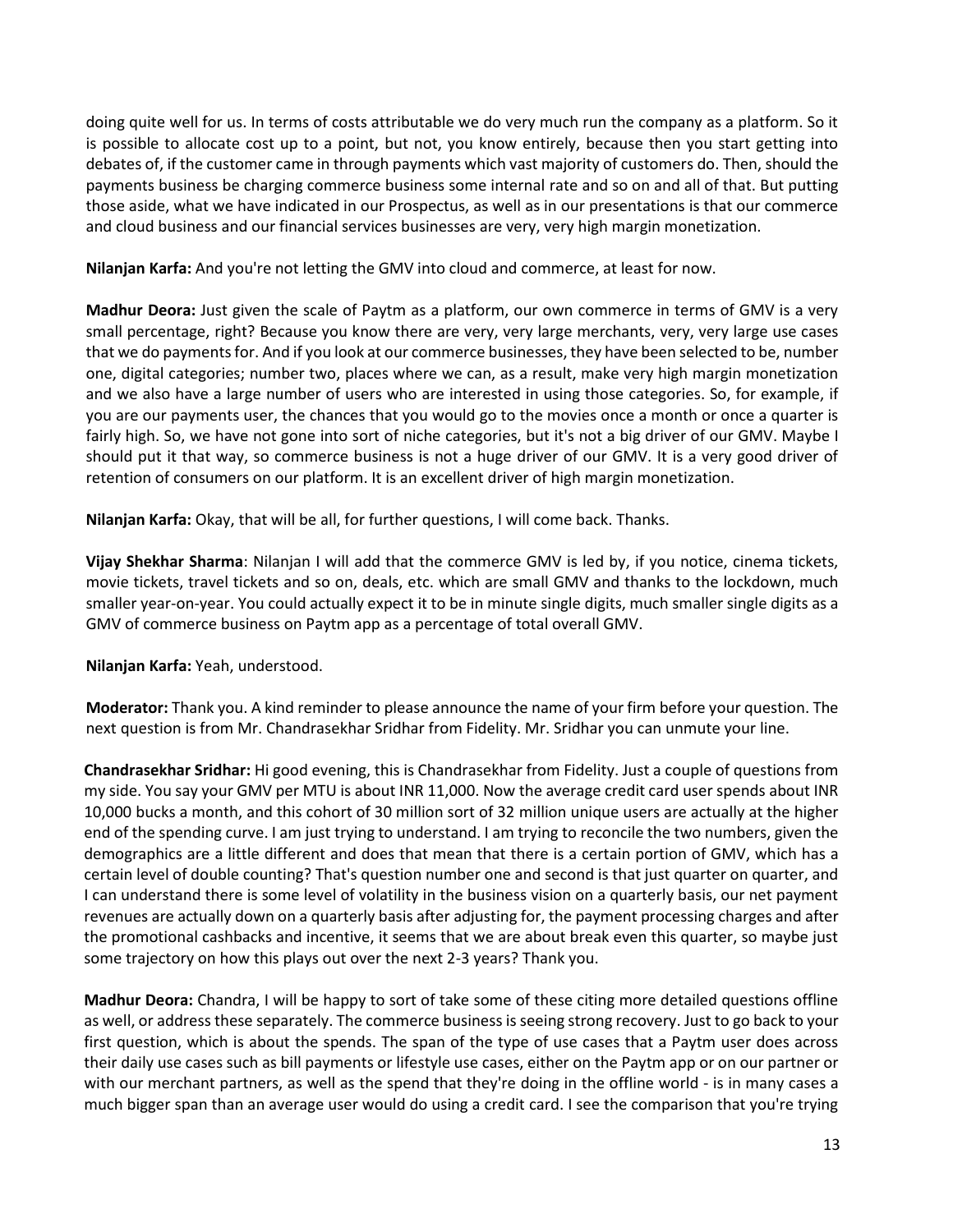doing quite well for us. In terms of costs attributable we do very much run the company as a platform. So it is possible to allocate cost up to a point, but not, you know entirely, because then you start getting into debates of, if the customer came in through payments which vast majority of customers do. Then, should the payments business be charging commerce business some internal rate and so on and all of that. But putting those aside, what we have indicated in our Prospectus, as well as in our presentations is that our commerce and cloud business and our financial services businesses are very, very high margin monetization.

**Nilanjan Karfa:** And you're not letting the GMV into cloud and commerce, at least for now.

**Madhur Deora:** Just given the scale of Paytm as a platform, our own commerce in terms of GMV is a very small percentage, right? Because you know there are very, very large merchants, very, very large use cases that we do payments for. And if you look at our commerce businesses, they have been selected to be, number one, digital categories; number two, places where we can, as a result, make very high margin monetization and we also have a large number of users who are interested in using those categories. So, for example, if you are our payments user, the chances that you would go to the movies once a month or once a quarter is fairly high. So, we have not gone into sort of niche categories, but it's not a big driver of our GMV. Maybe I should put it that way, so commerce business is not a huge driver of our GMV. It is a very good driver of retention of consumers on our platform. It is an excellent driver of high margin monetization.

**Nilanjan Karfa:** Okay, that will be all, for further questions, I will come back. Thanks.

**Vijay Shekhar Sharma**: Nilanjan I will add that the commerce GMV is led by, if you notice, cinema tickets, movie tickets, travel tickets and so on, deals, etc. which are small GMV and thanks to the lockdown, much smaller year-on-year. You could actually expect it to be in minute single digits, much smaller single digits as a GMV of commerce business on Paytm app as a percentage of total overall GMV.

**Nilanjan Karfa:** Yeah, understood.

**Moderator:** Thank you. A kind reminder to please announce the name of your firm before your question. The next question is from Mr. Chandrasekhar Sridhar from Fidelity. Mr. Sridhar you can unmute your line.

**Chandrasekhar Sridhar:** Hi good evening, this is Chandrasekhar from Fidelity. Just a couple of questions from my side. You say your GMV per MTU is about INR 11,000. Now the average credit card user spends about INR 10,000 bucks a month, and this cohort of 30 million sort of 32 million unique users are actually at the higher end of the spending curve. I am just trying to understand. I am trying to reconcile the two numbers, given the demographics are a little different and does that mean that there is a certain portion of GMV, which has a certain level of double counting? That's question number one and second is that just quarter on quarter, and I can understand there is some level of volatility in the business vision on a quarterly basis, our net payment revenues are actually down on a quarterly basis after adjusting for, the payment processing charges and after the promotional cashbacks and incentive, it seems that we are about break even this quarter, so maybe just some trajectory on how this plays out over the next 2-3 years? Thank you.

**Madhur Deora:** Chandra, I will be happy to sort of take some of these citing more detailed questions offline as well, or address these separately. The commerce business is seeing strong recovery. Just to go back to your first question, which is about the spends. The span of the type of use cases that a Paytm user does across their daily use cases such as bill payments or lifestyle use cases, either on the Paytm app or on our partner or with our merchant partners, as well as the spend that they're doing in the offline world - is in many cases a much bigger span than an average user would do using a credit card. I see the comparison that you're trying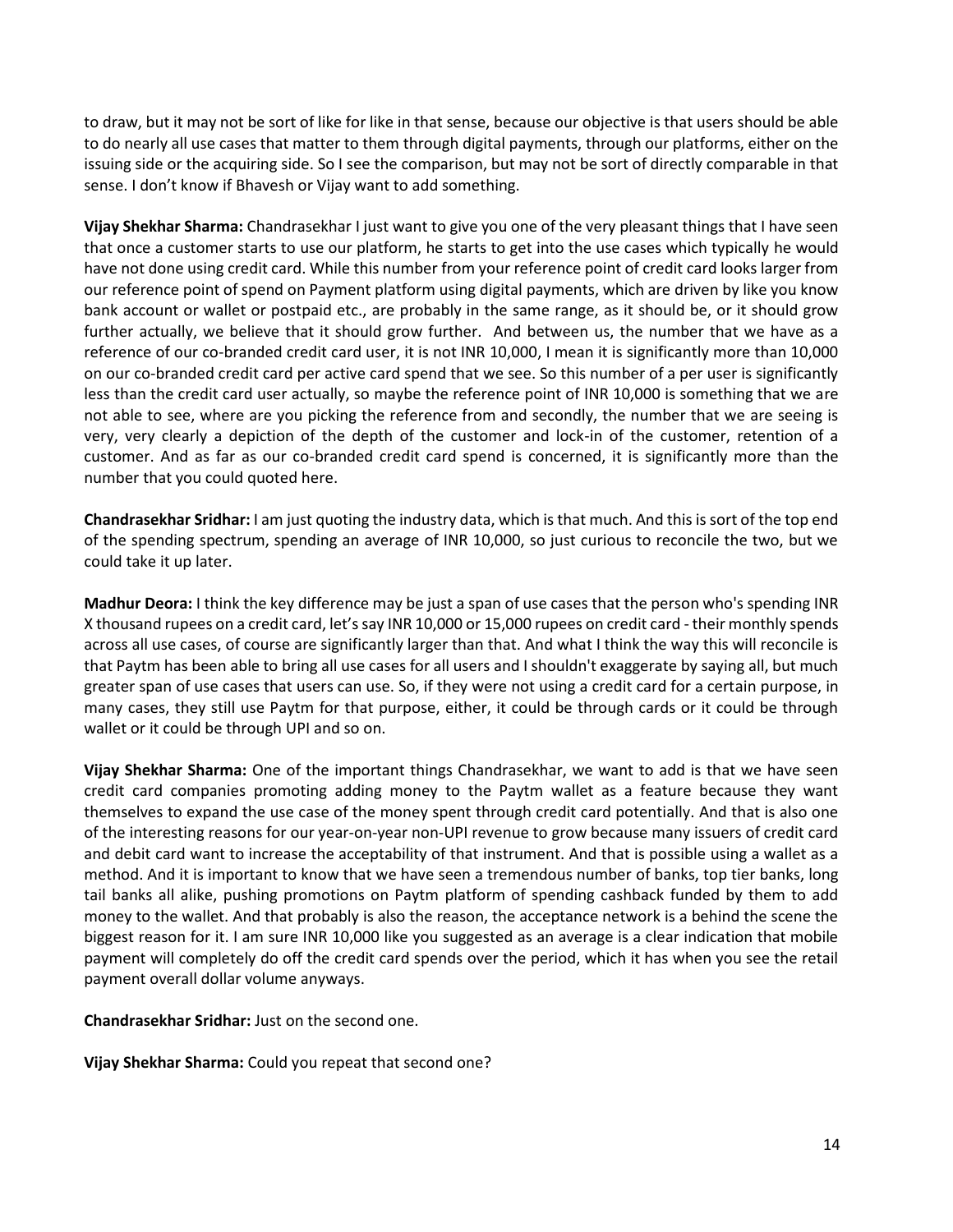to draw, but it may not be sort of like for like in that sense, because our objective is that users should be able to do nearly all use cases that matter to them through digital payments, through our platforms, either on the issuing side or the acquiring side. So I see the comparison, but may not be sort of directly comparable in that sense. I don't know if Bhavesh or Vijay want to add something.

**Vijay Shekhar Sharma:** Chandrasekhar I just want to give you one of the very pleasant things that I have seen that once a customer starts to use our platform, he starts to get into the use cases which typically he would have not done using credit card. While this number from your reference point of credit card looks larger from our reference point of spend on Payment platform using digital payments, which are driven by like you know bank account or wallet or postpaid etc., are probably in the same range, as it should be, or it should grow further actually, we believe that it should grow further. And between us, the number that we have as a reference of our co-branded credit card user, it is not INR 10,000, I mean it is significantly more than 10,000 on our co-branded credit card per active card spend that we see. So this number of a per user is significantly less than the credit card user actually, so maybe the reference point of INR 10,000 is something that we are not able to see, where are you picking the reference from and secondly, the number that we are seeing is very, very clearly a depiction of the depth of the customer and lock-in of the customer, retention of a customer. And as far as our co-branded credit card spend is concerned, it is significantly more than the number that you could quoted here.

**Chandrasekhar Sridhar:** I am just quoting the industry data, which is that much. And this is sort of the top end of the spending spectrum, spending an average of INR 10,000, so just curious to reconcile the two, but we could take it up later.

**Madhur Deora:** I think the key difference may be just a span of use cases that the person who's spending INR X thousand rupees on a credit card, let's say INR 10,000 or 15,000 rupees on credit card - their monthly spends across all use cases, of course are significantly larger than that. And what I think the way this will reconcile is that Paytm has been able to bring all use cases for all users and I shouldn't exaggerate by saying all, but much greater span of use cases that users can use. So, if they were not using a credit card for a certain purpose, in many cases, they still use Paytm for that purpose, either, it could be through cards or it could be through wallet or it could be through UPI and so on.

**Vijay Shekhar Sharma:** One of the important things Chandrasekhar, we want to add is that we have seen credit card companies promoting adding money to the Paytm wallet as a feature because they want themselves to expand the use case of the money spent through credit card potentially. And that is also one of the interesting reasons for our year-on-year non-UPI revenue to grow because many issuers of credit card and debit card want to increase the acceptability of that instrument. And that is possible using a wallet as a method. And it is important to know that we have seen a tremendous number of banks, top tier banks, long tail banks all alike, pushing promotions on Paytm platform of spending cashback funded by them to add money to the wallet. And that probably is also the reason, the acceptance network is a behind the scene the biggest reason for it. I am sure INR 10,000 like you suggested as an average is a clear indication that mobile payment will completely do off the credit card spends over the period, which it has when you see the retail payment overall dollar volume anyways.

**Chandrasekhar Sridhar:** Just on the second one.

**Vijay Shekhar Sharma:** Could you repeat that second one?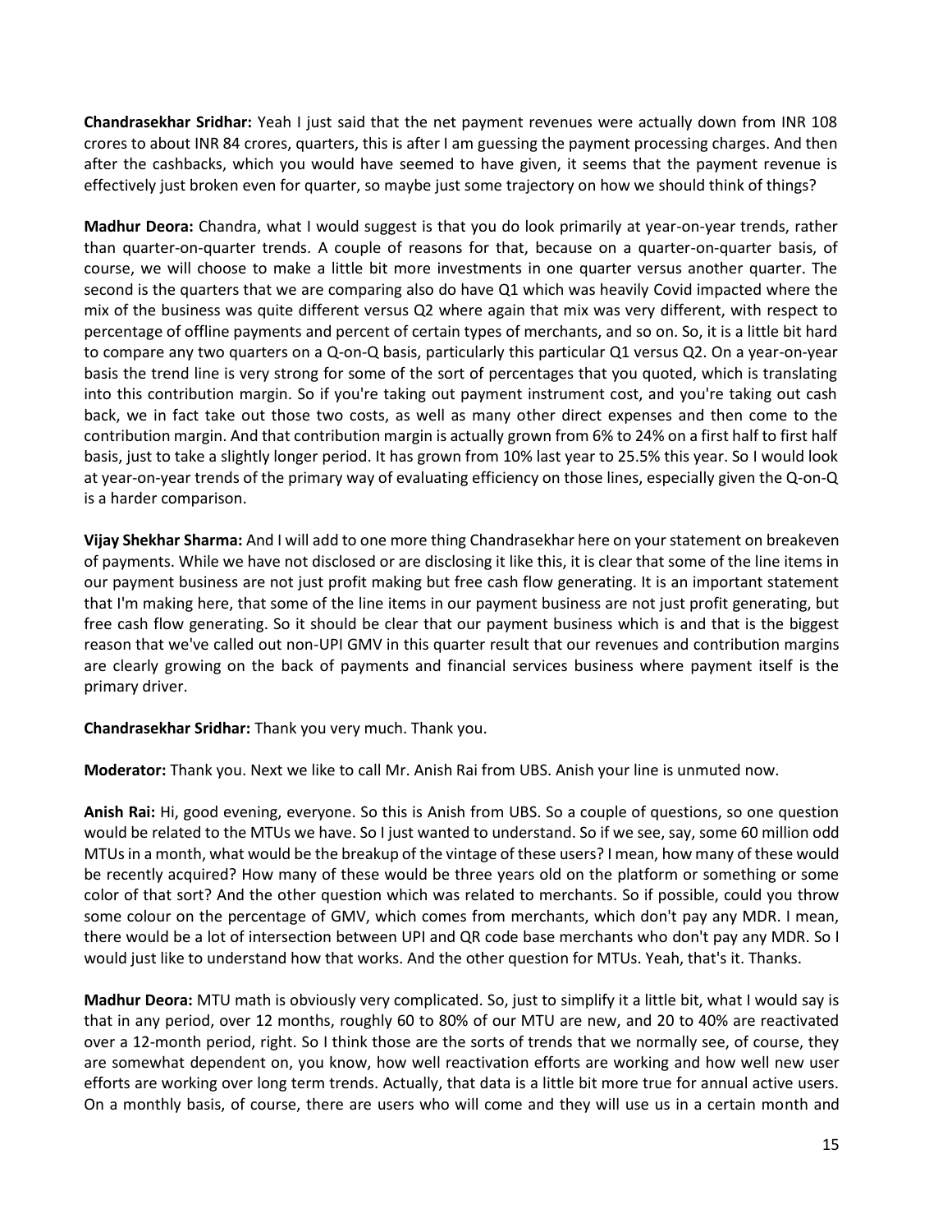**Chandrasekhar Sridhar:** Yeah I just said that the net payment revenues were actually down from INR 108 crores to about INR 84 crores, quarters, this is after I am guessing the payment processing charges. And then after the cashbacks, which you would have seemed to have given, it seems that the payment revenue is effectively just broken even for quarter, so maybe just some trajectory on how we should think of things?

**Madhur Deora:** Chandra, what I would suggest is that you do look primarily at year-on-year trends, rather than quarter-on-quarter trends. A couple of reasons for that, because on a quarter-on-quarter basis, of course, we will choose to make a little bit more investments in one quarter versus another quarter. The second is the quarters that we are comparing also do have Q1 which was heavily Covid impacted where the mix of the business was quite different versus Q2 where again that mix was very different, with respect to percentage of offline payments and percent of certain types of merchants, and so on. So, it is a little bit hard to compare any two quarters on a Q-on-Q basis, particularly this particular Q1 versus Q2. On a year-on-year basis the trend line is very strong for some of the sort of percentages that you quoted, which is translating into this contribution margin. So if you're taking out payment instrument cost, and you're taking out cash back, we in fact take out those two costs, as well as many other direct expenses and then come to the contribution margin. And that contribution margin is actually grown from 6% to 24% on a first half to first half basis, just to take a slightly longer period. It has grown from 10% last year to 25.5% this year. So I would look at year-on-year trends of the primary way of evaluating efficiency on those lines, especially given the Q-on-Q is a harder comparison.

**Vijay Shekhar Sharma:** And I will add to one more thing Chandrasekhar here on your statement on breakeven of payments. While we have not disclosed or are disclosing it like this, it is clear that some of the line items in our payment business are not just profit making but free cash flow generating. It is an important statement that I'm making here, that some of the line items in our payment business are not just profit generating, but free cash flow generating. So it should be clear that our payment business which is and that is the biggest reason that we've called out non-UPI GMV in this quarter result that our revenues and contribution margins are clearly growing on the back of payments and financial services business where payment itself is the primary driver.

**Chandrasekhar Sridhar:** Thank you very much. Thank you.

**Moderator:** Thank you. Next we like to call Mr. Anish Rai from UBS. Anish your line is unmuted now.

**Anish Rai:** Hi, good evening, everyone. So this is Anish from UBS. So a couple of questions, so one question would be related to the MTUs we have. So I just wanted to understand. So if we see, say, some 60 million odd MTUs in a month, what would be the breakup of the vintage of these users? I mean, how many of these would be recently acquired? How many of these would be three years old on the platform or something or some color of that sort? And the other question which was related to merchants. So if possible, could you throw some colour on the percentage of GMV, which comes from merchants, which don't pay any MDR. I mean, there would be a lot of intersection between UPI and QR code base merchants who don't pay any MDR. So I would just like to understand how that works. And the other question for MTUs. Yeah, that's it. Thanks.

**Madhur Deora:** MTU math is obviously very complicated. So, just to simplify it a little bit, what I would say is that in any period, over 12 months, roughly 60 to 80% of our MTU are new, and 20 to 40% are reactivated over a 12-month period, right. So I think those are the sorts of trends that we normally see, of course, they are somewhat dependent on, you know, how well reactivation efforts are working and how well new user efforts are working over long term trends. Actually, that data is a little bit more true for annual active users. On a monthly basis, of course, there are users who will come and they will use us in a certain month and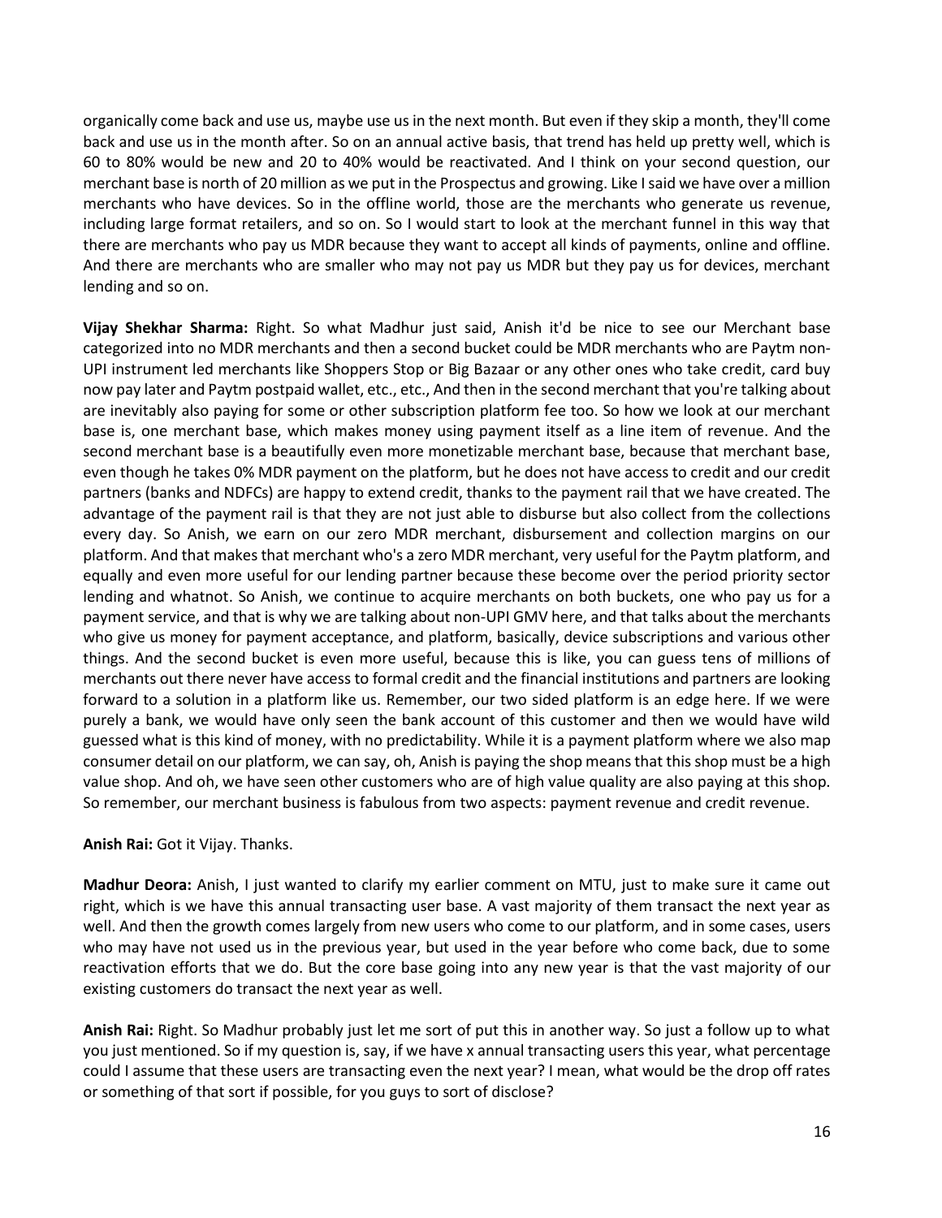organically come back and use us, maybe use us in the next month. But even if they skip a month, they'll come back and use us in the month after. So on an annual active basis, that trend has held up pretty well, which is 60 to 80% would be new and 20 to 40% would be reactivated. And I think on your second question, our merchant base is north of 20 million as we put in the Prospectus and growing. Like I said we have over a million merchants who have devices. So in the offline world, those are the merchants who generate us revenue, including large format retailers, and so on. So I would start to look at the merchant funnel in this way that there are merchants who pay us MDR because they want to accept all kinds of payments, online and offline. And there are merchants who are smaller who may not pay us MDR but they pay us for devices, merchant lending and so on.

**Vijay Shekhar Sharma:** Right. So what Madhur just said, Anish it'd be nice to see our Merchant base categorized into no MDR merchants and then a second bucket could be MDR merchants who are Paytm non-UPI instrument led merchants like Shoppers Stop or Big Bazaar or any other ones who take credit, card buy now pay later and Paytm postpaid wallet, etc., etc., And then in the second merchant that you're talking about are inevitably also paying for some or other subscription platform fee too. So how we look at our merchant base is, one merchant base, which makes money using payment itself as a line item of revenue. And the second merchant base is a beautifully even more monetizable merchant base, because that merchant base, even though he takes 0% MDR payment on the platform, but he does not have access to credit and our credit partners (banks and NDFCs) are happy to extend credit, thanks to the payment rail that we have created. The advantage of the payment rail is that they are not just able to disburse but also collect from the collections every day. So Anish, we earn on our zero MDR merchant, disbursement and collection margins on our platform. And that makes that merchant who's a zero MDR merchant, very useful for the Paytm platform, and equally and even more useful for our lending partner because these become over the period priority sector lending and whatnot. So Anish, we continue to acquire merchants on both buckets, one who pay us for a payment service, and that is why we are talking about non-UPI GMV here, and that talks about the merchants who give us money for payment acceptance, and platform, basically, device subscriptions and various other things. And the second bucket is even more useful, because this is like, you can guess tens of millions of merchants out there never have access to formal credit and the financial institutions and partners are looking forward to a solution in a platform like us. Remember, our two sided platform is an edge here. If we were purely a bank, we would have only seen the bank account of this customer and then we would have wild guessed what is this kind of money, with no predictability. While it is a payment platform where we also map consumer detail on our platform, we can say, oh, Anish is paying the shop means that this shop must be a high value shop. And oh, we have seen other customers who are of high value quality are also paying at this shop. So remember, our merchant business is fabulous from two aspects: payment revenue and credit revenue.

**Anish Rai:** Got it Vijay. Thanks.

**Madhur Deora:** Anish, I just wanted to clarify my earlier comment on MTU, just to make sure it came out right, which is we have this annual transacting user base. A vast majority of them transact the next year as well. And then the growth comes largely from new users who come to our platform, and in some cases, users who may have not used us in the previous year, but used in the year before who come back, due to some reactivation efforts that we do. But the core base going into any new year is that the vast majority of our existing customers do transact the next year as well.

**Anish Rai:** Right. So Madhur probably just let me sort of put this in another way. So just a follow up to what you just mentioned. So if my question is, say, if we have x annual transacting users this year, what percentage could I assume that these users are transacting even the next year? I mean, what would be the drop off rates or something of that sort if possible, for you guys to sort of disclose?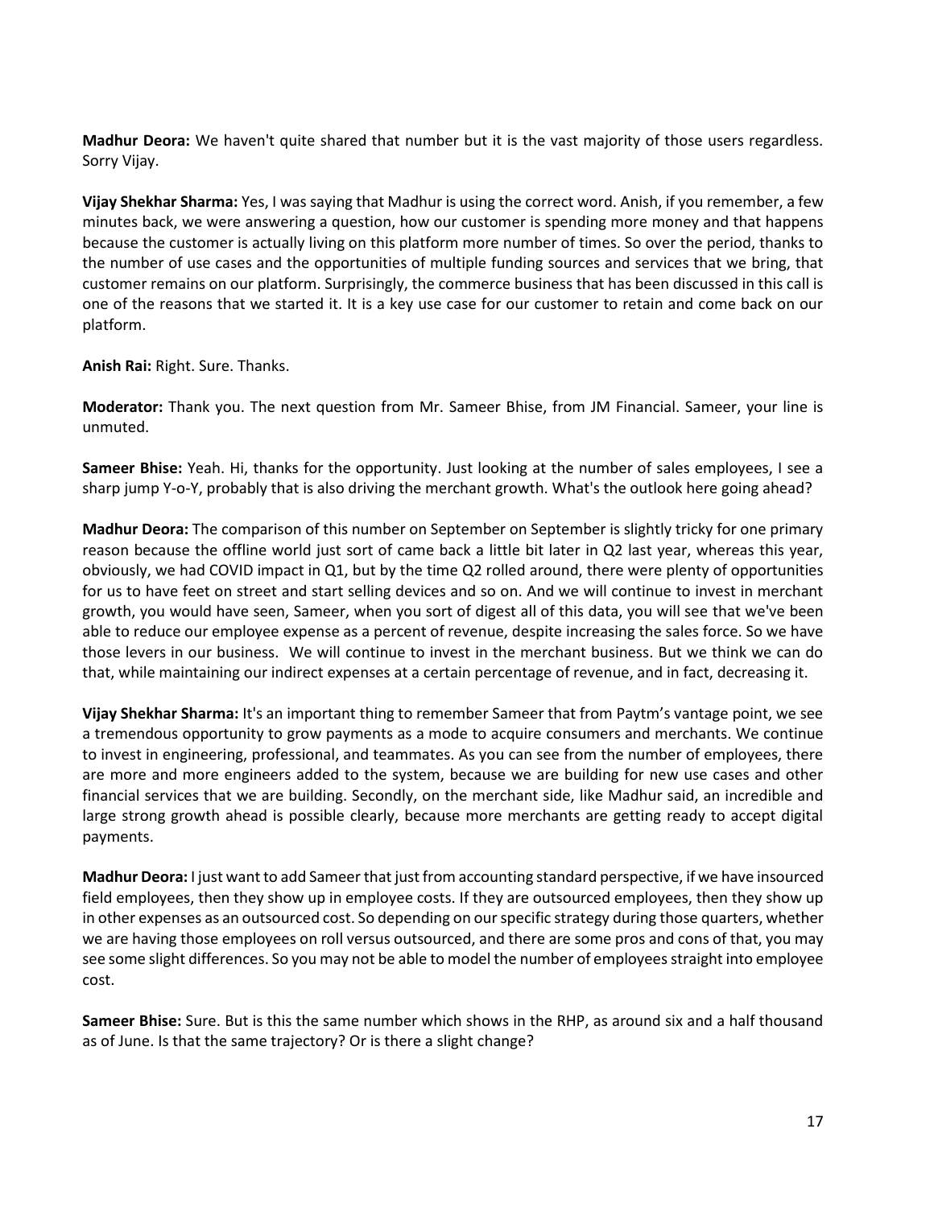**Madhur Deora:** We haven't quite shared that number but it is the vast majority of those users regardless. Sorry Vijay.

**Vijay Shekhar Sharma:** Yes, I was saying that Madhur is using the correct word. Anish, if you remember, a few minutes back, we were answering a question, how our customer is spending more money and that happens because the customer is actually living on this platform more number of times. So over the period, thanks to the number of use cases and the opportunities of multiple funding sources and services that we bring, that customer remains on our platform. Surprisingly, the commerce business that has been discussed in this call is one of the reasons that we started it. It is a key use case for our customer to retain and come back on our platform.

**Anish Rai:** Right. Sure. Thanks.

**Moderator:** Thank you. The next question from Mr. Sameer Bhise, from JM Financial. Sameer, your line is unmuted.

**Sameer Bhise:** Yeah. Hi, thanks for the opportunity. Just looking at the number of sales employees, I see a sharp jump Y-o-Y, probably that is also driving the merchant growth. What's the outlook here going ahead?

**Madhur Deora:** The comparison of this number on September on September is slightly tricky for one primary reason because the offline world just sort of came back a little bit later in Q2 last year, whereas this year, obviously, we had COVID impact in Q1, but by the time Q2 rolled around, there were plenty of opportunities for us to have feet on street and start selling devices and so on. And we will continue to invest in merchant growth, you would have seen, Sameer, when you sort of digest all of this data, you will see that we've been able to reduce our employee expense as a percent of revenue, despite increasing the sales force. So we have those levers in our business. We will continue to invest in the merchant business. But we think we can do that, while maintaining our indirect expenses at a certain percentage of revenue, and in fact, decreasing it.

**Vijay Shekhar Sharma:** It's an important thing to remember Sameer that from Paytm's vantage point, we see a tremendous opportunity to grow payments as a mode to acquire consumers and merchants. We continue to invest in engineering, professional, and teammates. As you can see from the number of employees, there are more and more engineers added to the system, because we are building for new use cases and other financial services that we are building. Secondly, on the merchant side, like Madhur said, an incredible and large strong growth ahead is possible clearly, because more merchants are getting ready to accept digital payments.

**Madhur Deora:** I just want to add Sameer that just from accounting standard perspective, if we have insourced field employees, then they show up in employee costs. If they are outsourced employees, then they show up in other expenses as an outsourced cost. So depending on our specific strategy during those quarters, whether we are having those employees on roll versus outsourced, and there are some pros and cons of that, you may see some slight differences. So you may not be able to model the number of employees straight into employee cost.

**Sameer Bhise:** Sure. But is this the same number which shows in the RHP, as around six and a half thousand as of June. Is that the same trajectory? Or is there a slight change?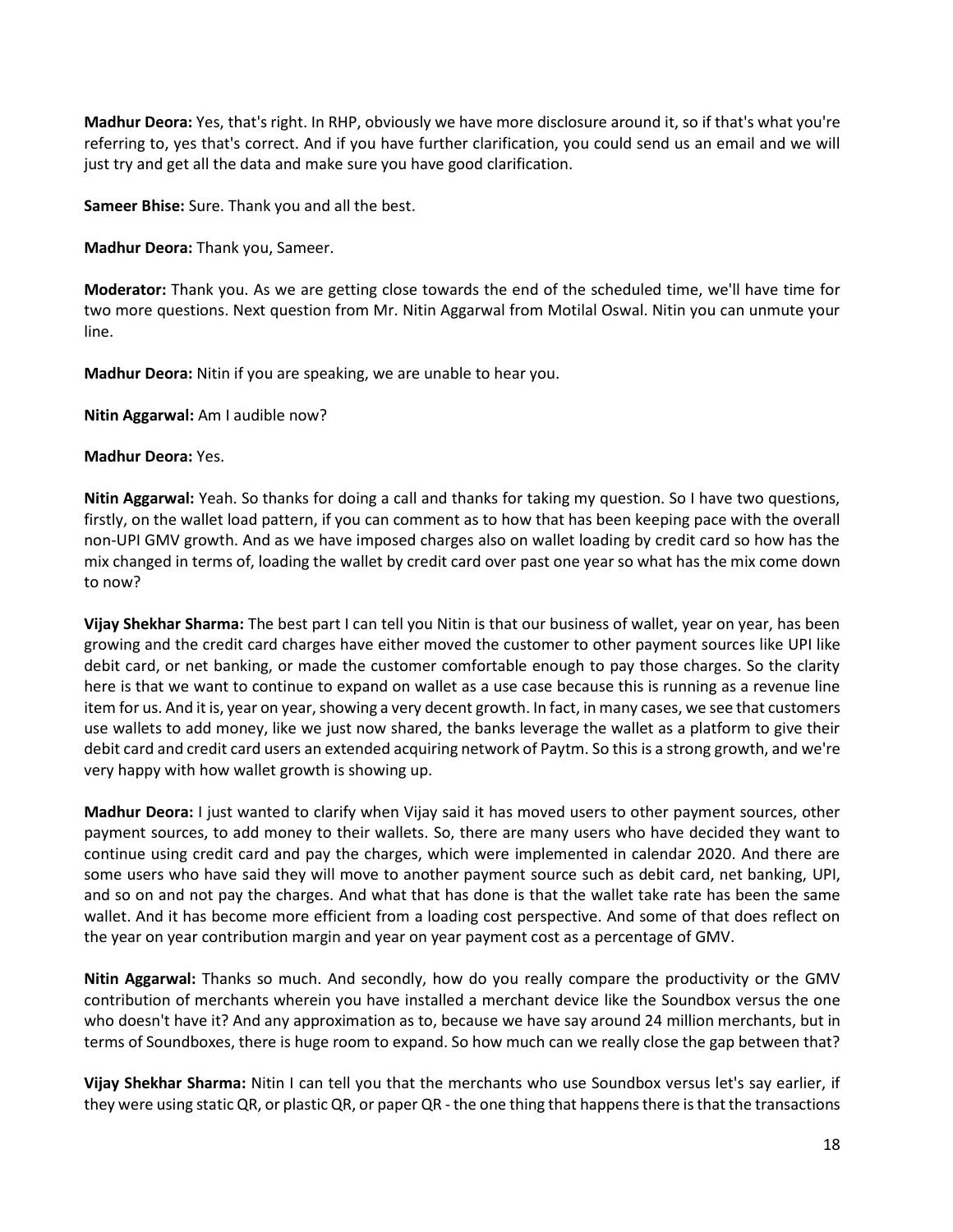**Madhur Deora:** Yes, that's right. In RHP, obviously we have more disclosure around it, so if that's what you're referring to, yes that's correct. And if you have further clarification, you could send us an email and we will just try and get all the data and make sure you have good clarification.

**Sameer Bhise:** Sure. Thank you and all the best.

**Madhur Deora:** Thank you, Sameer.

**Moderator:** Thank you. As we are getting close towards the end of the scheduled time, we'll have time for two more questions. Next question from Mr. Nitin Aggarwal from Motilal Oswal. Nitin you can unmute your line.

**Madhur Deora:** Nitin if you are speaking, we are unable to hear you.

**Nitin Aggarwal:** Am I audible now?

**Madhur Deora:** Yes.

**Nitin Aggarwal:** Yeah. So thanks for doing a call and thanks for taking my question. So I have two questions, firstly, on the wallet load pattern, if you can comment as to how that has been keeping pace with the overall non-UPI GMV growth. And as we have imposed charges also on wallet loading by credit card so how has the mix changed in terms of, loading the wallet by credit card over past one year so what has the mix come down to now?

**Vijay Shekhar Sharma:** The best part I can tell you Nitin is that our business of wallet, year on year, has been growing and the credit card charges have either moved the customer to other payment sources like UPI like debit card, or net banking, or made the customer comfortable enough to pay those charges. So the clarity here is that we want to continue to expand on wallet as a use case because this is running as a revenue line item for us. And it is, year on year, showing a very decent growth. In fact, in many cases, we see that customers use wallets to add money, like we just now shared, the banks leverage the wallet as a platform to give their debit card and credit card users an extended acquiring network of Paytm. So this is a strong growth, and we're very happy with how wallet growth is showing up.

**Madhur Deora:** I just wanted to clarify when Vijay said it has moved users to other payment sources, other payment sources, to add money to their wallets. So, there are many users who have decided they want to continue using credit card and pay the charges, which were implemented in calendar 2020. And there are some users who have said they will move to another payment source such as debit card, net banking, UPI, and so on and not pay the charges. And what that has done is that the wallet take rate has been the same wallet. And it has become more efficient from a loading cost perspective. And some of that does reflect on the year on year contribution margin and year on year payment cost as a percentage of GMV.

**Nitin Aggarwal:** Thanks so much. And secondly, how do you really compare the productivity or the GMV contribution of merchants wherein you have installed a merchant device like the Soundbox versus the one who doesn't have it? And any approximation as to, because we have say around 24 million merchants, but in terms of Soundboxes, there is huge room to expand. So how much can we really close the gap between that?

**Vijay Shekhar Sharma:** Nitin I can tell you that the merchants who use Soundbox versus let's say earlier, if they were using static QR, or plastic QR, or paper QR - the one thing that happens there is that the transactions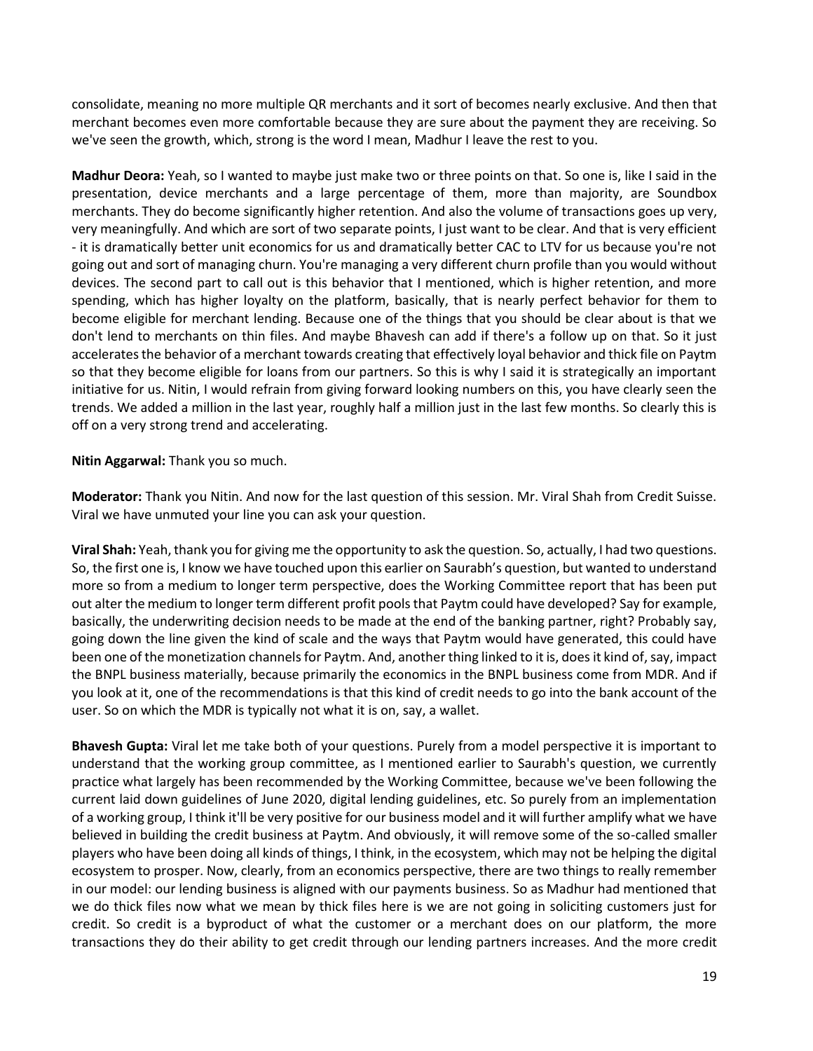consolidate, meaning no more multiple QR merchants and it sort of becomes nearly exclusive. And then that merchant becomes even more comfortable because they are sure about the payment they are receiving. So we've seen the growth, which, strong is the word I mean, Madhur I leave the rest to you.

**Madhur Deora:** Yeah, so I wanted to maybe just make two or three points on that. So one is, like I said in the presentation, device merchants and a large percentage of them, more than majority, are Soundbox merchants. They do become significantly higher retention. And also the volume of transactions goes up very, very meaningfully. And which are sort of two separate points, I just want to be clear. And that is very efficient - it is dramatically better unit economics for us and dramatically better CAC to LTV for us because you're not going out and sort of managing churn. You're managing a very different churn profile than you would without devices. The second part to call out is this behavior that I mentioned, which is higher retention, and more spending, which has higher loyalty on the platform, basically, that is nearly perfect behavior for them to become eligible for merchant lending. Because one of the things that you should be clear about is that we don't lend to merchants on thin files. And maybe Bhavesh can add if there's a follow up on that. So it just accelerates the behavior of a merchant towards creating that effectively loyal behavior and thick file on Paytm so that they become eligible for loans from our partners. So this is why I said it is strategically an important initiative for us. Nitin, I would refrain from giving forward looking numbers on this, you have clearly seen the trends. We added a million in the last year, roughly half a million just in the last few months. So clearly this is off on a very strong trend and accelerating.

**Nitin Aggarwal:** Thank you so much.

**Moderator:** Thank you Nitin. And now for the last question of this session. Mr. Viral Shah from Credit Suisse. Viral we have unmuted your line you can ask your question.

**Viral Shah:** Yeah, thank you for giving me the opportunity to ask the question. So, actually, I had two questions. So, the first one is, I know we have touched upon this earlier on Saurabh's question, but wanted to understand more so from a medium to longer term perspective, does the Working Committee report that has been put out alter the medium to longer term different profit pools that Paytm could have developed? Say for example, basically, the underwriting decision needs to be made at the end of the banking partner, right? Probably say, going down the line given the kind of scale and the ways that Paytm would have generated, this could have been one of the monetization channels for Paytm. And, another thing linked to it is, does it kind of, say, impact the BNPL business materially, because primarily the economics in the BNPL business come from MDR. And if you look at it, one of the recommendations is that this kind of credit needs to go into the bank account of the user. So on which the MDR is typically not what it is on, say, a wallet.

**Bhavesh Gupta:** Viral let me take both of your questions. Purely from a model perspective it is important to understand that the working group committee, as I mentioned earlier to Saurabh's question, we currently practice what largely has been recommended by the Working Committee, because we've been following the current laid down guidelines of June 2020, digital lending guidelines, etc. So purely from an implementation of a working group, I think it'll be very positive for our business model and it will further amplify what we have believed in building the credit business at Paytm. And obviously, it will remove some of the so-called smaller players who have been doing all kinds of things, I think, in the ecosystem, which may not be helping the digital ecosystem to prosper. Now, clearly, from an economics perspective, there are two things to really remember in our model: our lending business is aligned with our payments business. So as Madhur had mentioned that we do thick files now what we mean by thick files here is we are not going in soliciting customers just for credit. So credit is a byproduct of what the customer or a merchant does on our platform, the more transactions they do their ability to get credit through our lending partners increases. And the more credit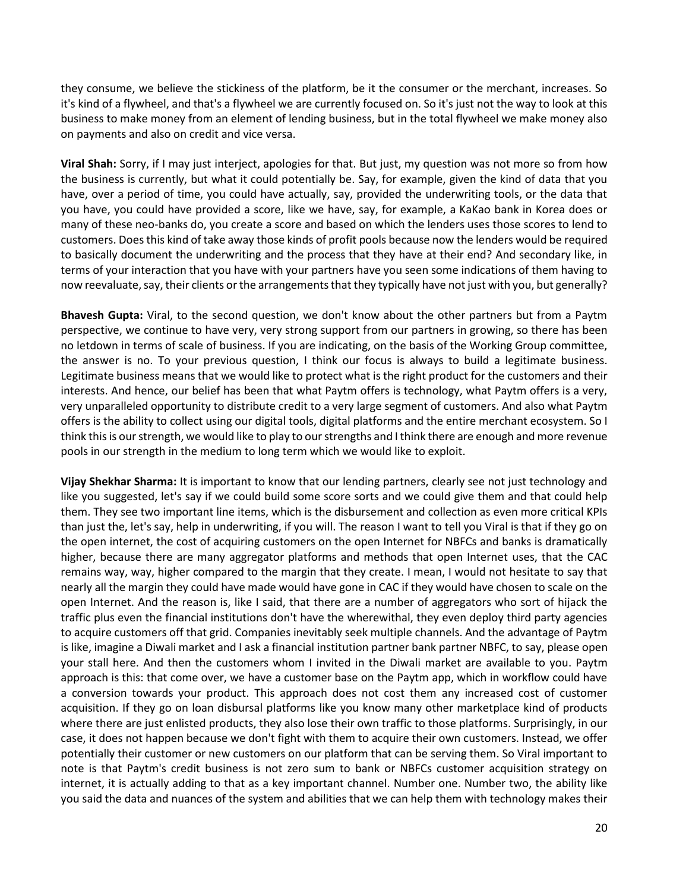they consume, we believe the stickiness of the platform, be it the consumer or the merchant, increases. So it's kind of a flywheel, and that's a flywheel we are currently focused on. So it's just not the way to look at this business to make money from an element of lending business, but in the total flywheel we make money also on payments and also on credit and vice versa.

**Viral Shah:** Sorry, if I may just interject, apologies for that. But just, my question was not more so from how the business is currently, but what it could potentially be. Say, for example, given the kind of data that you have, over a period of time, you could have actually, say, provided the underwriting tools, or the data that you have, you could have provided a score, like we have, say, for example, a KaKao bank in Korea does or many of these neo-banks do, you create a score and based on which the lenders uses those scores to lend to customers. Does this kind of take away those kinds of profit pools because now the lenders would be required to basically document the underwriting and the process that they have at their end? And secondary like, in terms of your interaction that you have with your partners have you seen some indications of them having to now reevaluate, say, their clients or the arrangements that they typically have not just with you, but generally?

**Bhavesh Gupta:** Viral, to the second question, we don't know about the other partners but from a Paytm perspective, we continue to have very, very strong support from our partners in growing, so there has been no letdown in terms of scale of business. If you are indicating, on the basis of the Working Group committee, the answer is no. To your previous question, I think our focus is always to build a legitimate business. Legitimate business means that we would like to protect what is the right product for the customers and their interests. And hence, our belief has been that what Paytm offers is technology, what Paytm offers is a very, very unparalleled opportunity to distribute credit to a very large segment of customers. And also what Paytm offers is the ability to collect using our digital tools, digital platforms and the entire merchant ecosystem. So I think this is our strength, we would like to play to our strengths and I think there are enough and more revenue pools in our strength in the medium to long term which we would like to exploit.

**Vijay Shekhar Sharma:** It is important to know that our lending partners, clearly see not just technology and like you suggested, let's say if we could build some score sorts and we could give them and that could help them. They see two important line items, which is the disbursement and collection as even more critical KPIs than just the, let's say, help in underwriting, if you will. The reason I want to tell you Viral is that if they go on the open internet, the cost of acquiring customers on the open Internet for NBFCs and banks is dramatically higher, because there are many aggregator platforms and methods that open Internet uses, that the CAC remains way, way, higher compared to the margin that they create. I mean, I would not hesitate to say that nearly all the margin they could have made would have gone in CAC if they would have chosen to scale on the open Internet. And the reason is, like I said, that there are a number of aggregators who sort of hijack the traffic plus even the financial institutions don't have the wherewithal, they even deploy third party agencies to acquire customers off that grid. Companies inevitably seek multiple channels. And the advantage of Paytm is like, imagine a Diwali market and I ask a financial institution partner bank partner NBFC, to say, please open your stall here. And then the customers whom I invited in the Diwali market are available to you. Paytm approach is this: that come over, we have a customer base on the Paytm app, which in workflow could have a conversion towards your product. This approach does not cost them any increased cost of customer acquisition. If they go on loan disbursal platforms like you know many other marketplace kind of products where there are just enlisted products, they also lose their own traffic to those platforms. Surprisingly, in our case, it does not happen because we don't fight with them to acquire their own customers. Instead, we offer potentially their customer or new customers on our platform that can be serving them. So Viral important to note is that Paytm's credit business is not zero sum to bank or NBFCs customer acquisition strategy on internet, it is actually adding to that as a key important channel. Number one. Number two, the ability like you said the data and nuances of the system and abilities that we can help them with technology makes their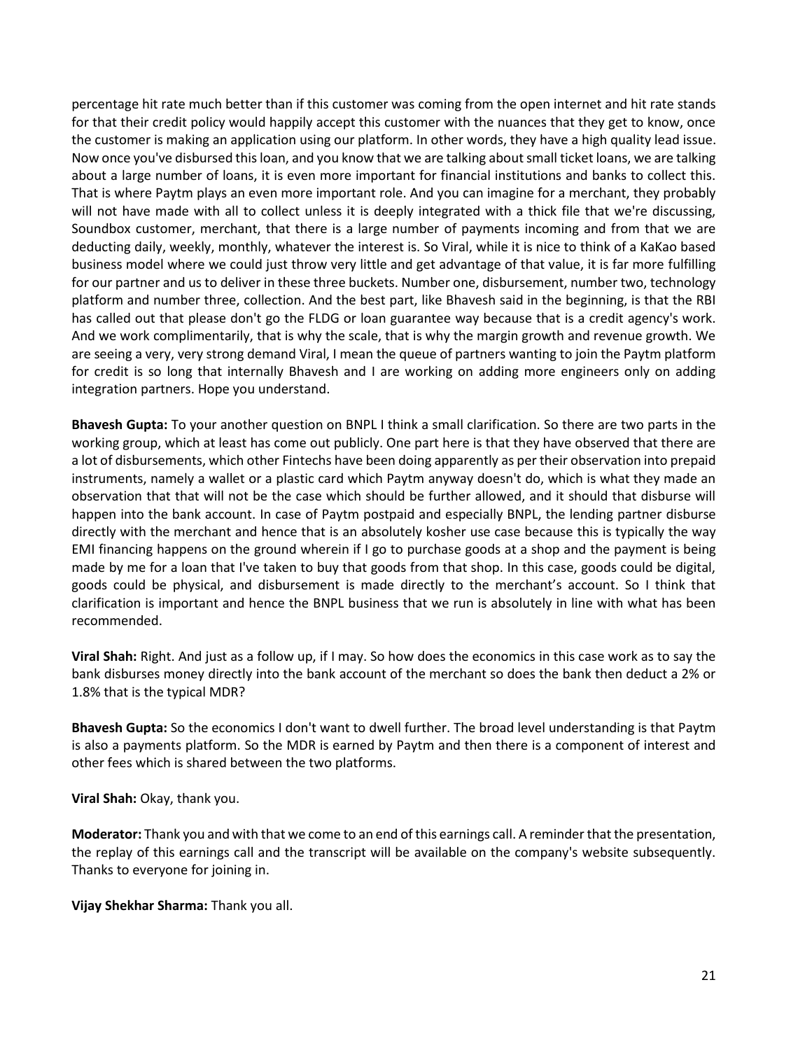percentage hit rate much better than if this customer was coming from the open internet and hit rate stands for that their credit policy would happily accept this customer with the nuances that they get to know, once the customer is making an application using our platform. In other words, they have a high quality lead issue. Now once you've disbursed this loan, and you know that we are talking about small ticket loans, we are talking about a large number of loans, it is even more important for financial institutions and banks to collect this. That is where Paytm plays an even more important role. And you can imagine for a merchant, they probably will not have made with all to collect unless it is deeply integrated with a thick file that we're discussing, Soundbox customer, merchant, that there is a large number of payments incoming and from that we are deducting daily, weekly, monthly, whatever the interest is. So Viral, while it is nice to think of a KaKao based business model where we could just throw very little and get advantage of that value, it is far more fulfilling for our partner and us to deliver in these three buckets. Number one, disbursement, number two, technology platform and number three, collection. And the best part, like Bhavesh said in the beginning, is that the RBI has called out that please don't go the FLDG or loan guarantee way because that is a credit agency's work. And we work complimentarily, that is why the scale, that is why the margin growth and revenue growth. We are seeing a very, very strong demand Viral, I mean the queue of partners wanting to join the Paytm platform for credit is so long that internally Bhavesh and I are working on adding more engineers only on adding integration partners. Hope you understand.

**Bhavesh Gupta:** To your another question on BNPL I think a small clarification. So there are two parts in the working group, which at least has come out publicly. One part here is that they have observed that there are a lot of disbursements, which other Fintechs have been doing apparently as per their observation into prepaid instruments, namely a wallet or a plastic card which Paytm anyway doesn't do, which is what they made an observation that that will not be the case which should be further allowed, and it should that disburse will happen into the bank account. In case of Paytm postpaid and especially BNPL, the lending partner disburse directly with the merchant and hence that is an absolutely kosher use case because this is typically the way EMI financing happens on the ground wherein if I go to purchase goods at a shop and the payment is being made by me for a loan that I've taken to buy that goods from that shop. In this case, goods could be digital, goods could be physical, and disbursement is made directly to the merchant's account. So I think that clarification is important and hence the BNPL business that we run is absolutely in line with what has been recommended.

**Viral Shah:** Right. And just as a follow up, if I may. So how does the economics in this case work as to say the bank disburses money directly into the bank account of the merchant so does the bank then deduct a 2% or 1.8% that is the typical MDR?

**Bhavesh Gupta:** So the economics I don't want to dwell further. The broad level understanding is that Paytm is also a payments platform. So the MDR is earned by Paytm and then there is a component of interest and other fees which is shared between the two platforms.

**Viral Shah:** Okay, thank you.

**Moderator:** Thank you and with that we come to an end of this earnings call. A reminder that the presentation, the replay of this earnings call and the transcript will be available on the company's website subsequently. Thanks to everyone for joining in.

**Vijay Shekhar Sharma:** Thank you all.